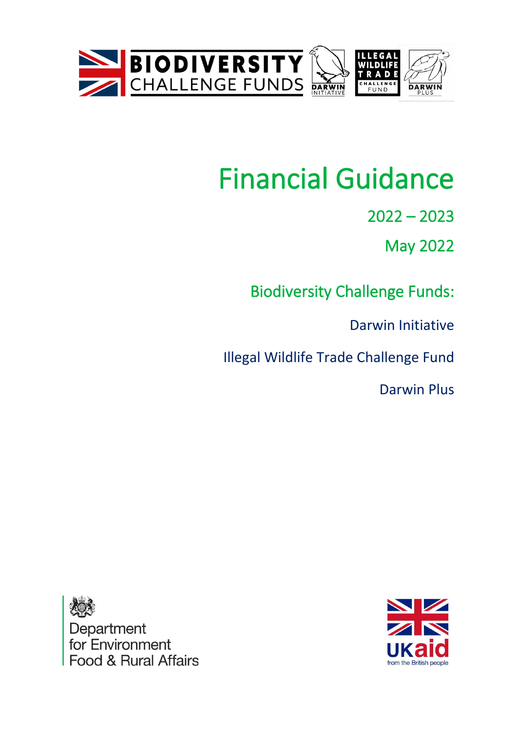# Financial Guidance

2022 – 2023

May 2022

## Biodiversity Challenge Funds:

Darwin Initiative

Illegal Wildlife Trade Challenge Fund

Darwin Plus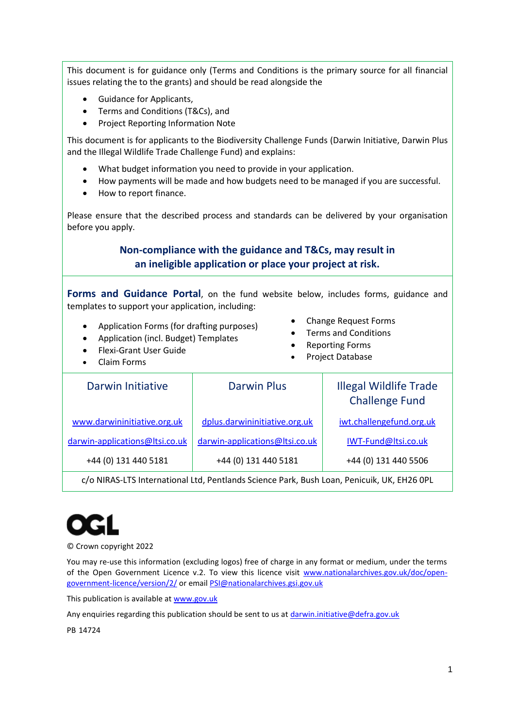This document is for guidance only (Terms and Conditions is the primary source for all financial issues relating the to the grants) and should be read alongside the

- Guidance for Applicants,
- Terms and Conditions (T&Cs), and
- Project Reporting Information Note

This document is for applicants to the Biodiversity Challenge Funds (Darwin Initiative, Darwin Plus and the Illegal Wildlife Trade Challenge Fund) and explains:

- What budget information you need to provide in your application.
- How payments will be made and how budgets need to be managed if you are successful.
- How to report finance.

Please ensure that the described process and standards can be delivered by your organisation before you apply.

**Non-compliance with the guidance and T&Cs, may result in an ineligible application or place your project at risk.**

**Forms and Guidance Portal**, on the fund website below, includes forms, guidance and templates to support your application, including:

- Application Forms (for drafting purposes)
- Application (incl. Budget) Templates
- Flexi-Grant User Guide
- Claim Forms
- Change Request Forms
- Terms and Conditions
- Reporting Forms
- Project Database

| Darwin Initiative | Darwin Plus | Illegal Wildlife Trade Challenge Fund |
|---|---|---|
| www.darwininitiative.org.uk | dplus.darwininitiative.org.uk | iwt.challengefund.org.uk |
| darwin-applications@ltsi.co.uk | darwin-applications@ltsi.co.uk | IWT-Fund@ltsi.co.uk |
| +44 (0) 131 440 5181 | +44 (0) 131 440 5181 | +44 (0) 131 440 5506 |

c/o NIRAS-LTS International Ltd, Pentlands Science Park, Bush Loan, Penicuik, UK, EH26 0PL

OGL

© Crown copyright 2022

You may re-use this information (excluding logos) free of charge in any format or medium, under the terms of the Open Government Licence v.2. To view this licence visit www.nationalarchives.gov.uk/doc/open-government-licence/version/2/ or email PSI@nationalarchives.gsi.gov.uk

This publication is available at www.gov.uk

Any enquiries regarding this publication should be sent to us at darwin.initiative@defra.gov.uk

PB 14724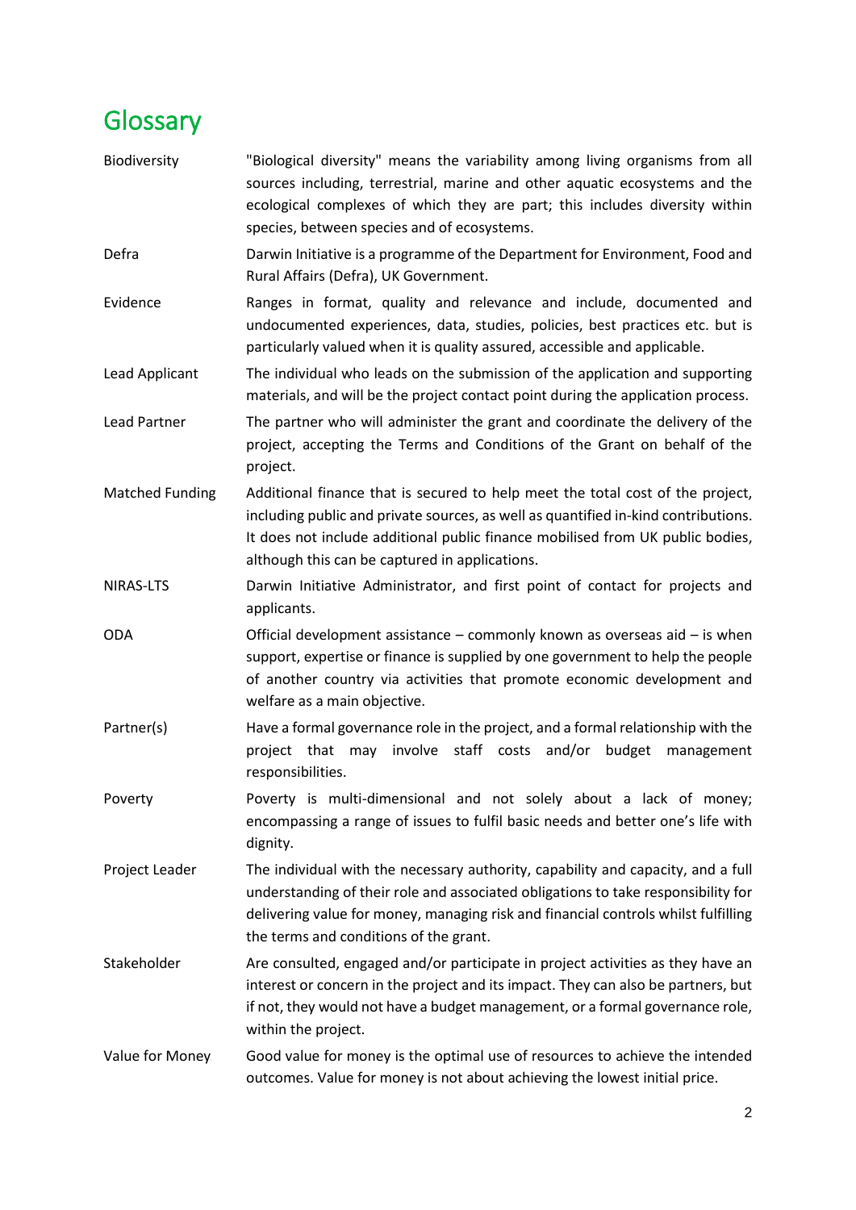# Glossary

| | |
|---|---|
| Biodiversity | "Biological diversity" means the variability among living organisms from all sources including, terrestrial, marine and other aquatic ecosystems and the ecological complexes of which they are part; this includes diversity within species, between species and of ecosystems. |
| Defra | Darwin Initiative is a programme of the Department for Environment, Food and Rural Affairs (Defra), UK Government. |
| Evidence | Ranges in format, quality and relevance and include, documented and undocumented experiences, data, studies, policies, best practices etc. but is particularly valued when it is quality assured, accessible and applicable. |
| Lead Applicant | The individual who leads on the submission of the application and supporting materials, and will be the project contact point during the application process. |
| Lead Partner | The partner who will administer the grant and coordinate the delivery of the project, accepting the Terms and Conditions of the Grant on behalf of the project. |
| Matched Funding | Additional finance that is secured to help meet the total cost of the project, including public and private sources, as well as quantified in-kind contributions. It does not include additional public finance mobilised from UK public bodies, although this can be captured in applications. |
| NIRAS-LTS | Darwin Initiative Administrator, and first point of contact for projects and applicants. |
| ODA | Official development assistance – commonly known as overseas aid – is when support, expertise or finance is supplied by one government to help the people of another country via activities that promote economic development and welfare as a main objective. |
| Partner(s) | Have a formal governance role in the project, and a formal relationship with the project that may involve staff costs and/or budget management responsibilities. |
| Poverty | Poverty is multi-dimensional and not solely about a lack of money; encompassing a range of issues to fulfil basic needs and better one's life with dignity. |
| Project Leader | The individual with the necessary authority, capability and capacity, and a full understanding of their role and associated obligations to take responsibility for delivering value for money, managing risk and financial controls whilst fulfilling the terms and conditions of the grant. |
| Stakeholder | Are consulted, engaged and/or participate in project activities as they have an interest or concern in the project and its impact. They can also be partners, but if not, they would not have a budget management, or a formal governance role, within the project. |
| Value for Money | Good value for money is the optimal use of resources to achieve the intended outcomes. Value for money is not about achieving the lowest initial price. |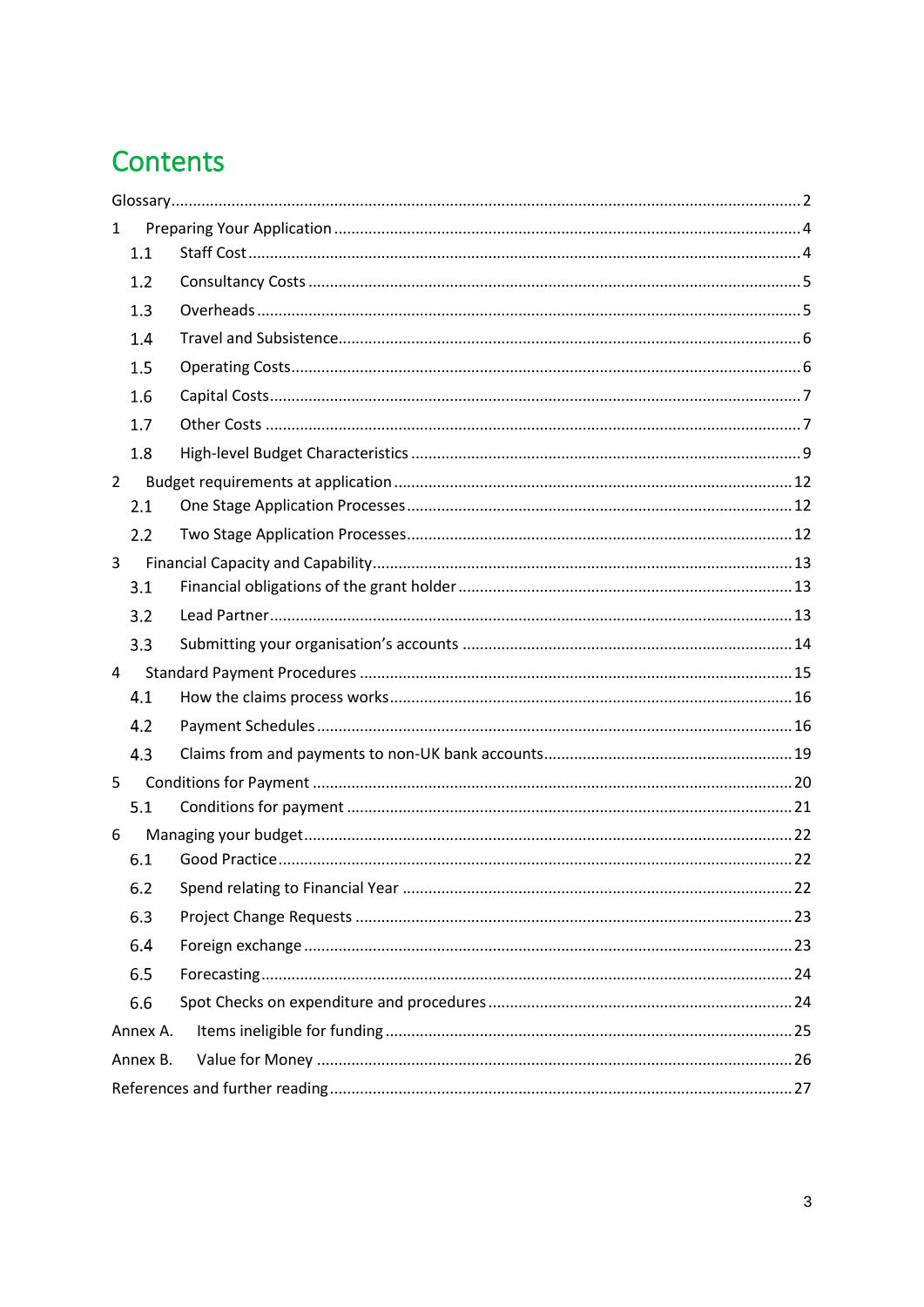# Contents

Glossary ..... 2

1 Preparing Your Application ..... 4

- 1.1 Staff Cost ..... 4
- 1.2 Consultancy Costs ..... 5
- 1.3 Overheads ..... 5
- 1.4 Travel and Subsistence ..... 6
- 1.5 Operating Costs ..... 6
- 1.6 Capital Costs ..... 7
- 1.7 Other Costs ..... 7
- 1.8 High-level Budget Characteristics ..... 9

2 Budget requirements at application ..... 12

- 2.1 One Stage Application Processes ..... 12
- 2.2 Two Stage Application Processes ..... 12

3 Financial Capacity and Capability ..... 13

- 3.1 Financial obligations of the grant holder ..... 13
- 3.2 Lead Partner ..... 13
- 3.3 Submitting your organisation's accounts ..... 14

4 Standard Payment Procedures ..... 15

- 4.1 How the claims process works ..... 16
- 4.2 Payment Schedules ..... 16
- 4.3 Claims from and payments to non-UK bank accounts ..... 19

5 Conditions for Payment ..... 20

- 5.1 Conditions for payment ..... 21

6 Managing your budget ..... 22

- 6.1 Good Practice ..... 22
- 6.2 Spend relating to Financial Year ..... 22
- 6.3 Project Change Requests ..... 23
- 6.4 Foreign exchange ..... 23
- 6.5 Forecasting ..... 24
- 6.6 Spot Checks on expenditure and procedures ..... 24

Annex A. Items ineligible for funding ..... 25

Annex B. Value for Money ..... 26

References and further reading ..... 27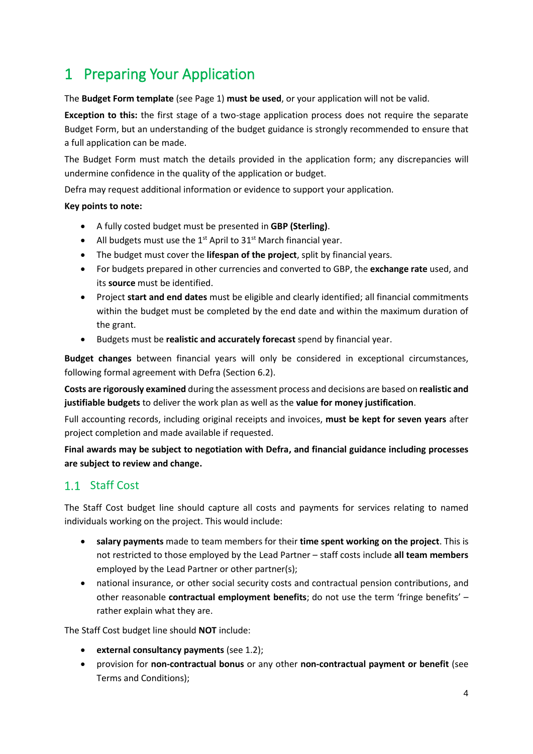# 1 Preparing Your Application

The **Budget Form template** (see Page 1) **must be used**, or your application will not be valid.

**Exception to this:** the first stage of a two-stage application process does not require the separate Budget Form, but an understanding of the budget guidance is strongly recommended to ensure that a full application can be made.

The Budget Form must match the details provided in the application form; any discrepancies will undermine confidence in the quality of the application or budget.

Defra may request additional information or evidence to support your application.

**Key points to note:**

- A fully costed budget must be presented in **GBP (Sterling)**.
- All budgets must use the 1st April to 31st March financial year.
- The budget must cover the **lifespan of the project**, split by financial years.
- For budgets prepared in other currencies and converted to GBP, the **exchange rate** used, and its **source** must be identified.
- Project **start and end dates** must be eligible and clearly identified; all financial commitments within the budget must be completed by the end date and within the maximum duration of the grant.
- Budgets must be **realistic and accurately forecast** spend by financial year.

**Budget changes** between financial years will only be considered in exceptional circumstances, following formal agreement with Defra (Section 6.2).

**Costs are rigorously examined** during the assessment process and decisions are based on **realistic and justifiable budgets** to deliver the work plan as well as the **value for money justification**.

Full accounting records, including original receipts and invoices, **must be kept for seven years** after project completion and made available if requested.

**Final awards may be subject to negotiation with Defra, and financial guidance including processes are subject to review and change.**

## 1.1 Staff Cost

The Staff Cost budget line should capture all costs and payments for services relating to named individuals working on the project. This would include:

- **salary payments** made to team members for their **time spent working on the project**. This is not restricted to those employed by the Lead Partner – staff costs include **all team members** employed by the Lead Partner or other partner(s);
- national insurance, or other social security costs and contractual pension contributions, and other reasonable **contractual employment benefits**; do not use the term 'fringe benefits' – rather explain what they are.

The Staff Cost budget line should **NOT** include:

- **external consultancy payments** (see 1.2);
- provision for **non-contractual bonus** or any other **non-contractual payment or benefit** (see Terms and Conditions);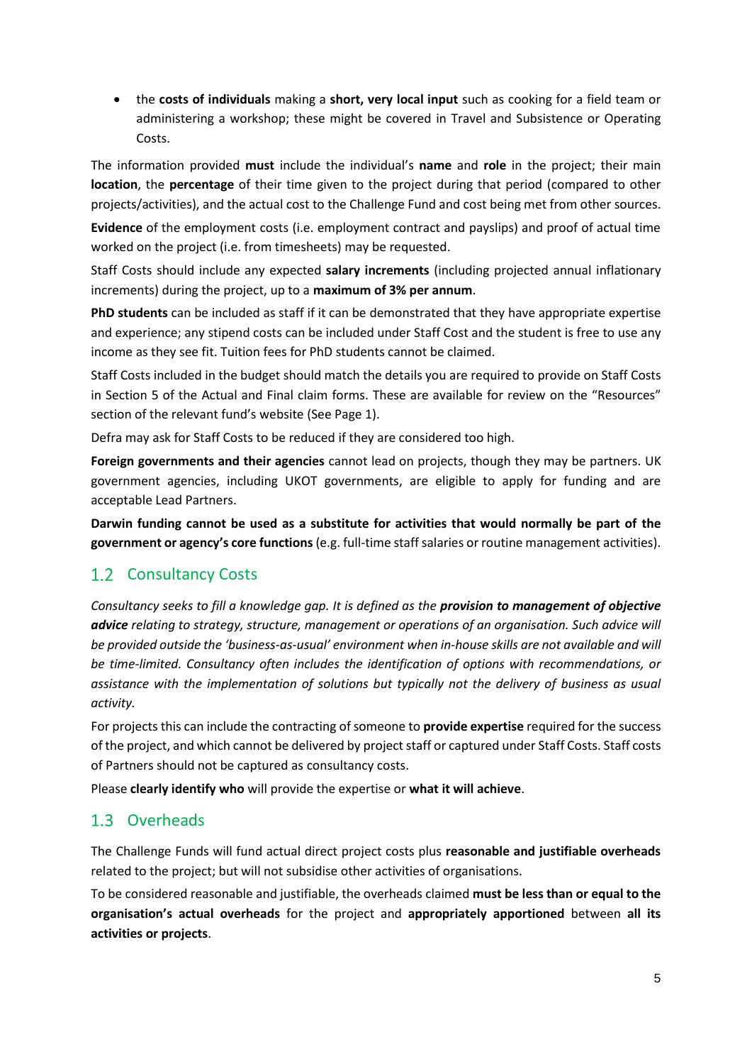- the **costs of individuals** making a **short, very local input** such as cooking for a field team or administering a workshop; these might be covered in Travel and Subsistence or Operating Costs.

The information provided **must** include the individual's **name** and **role** in the project; their main **location**, the **percentage** of their time given to the project during that period (compared to other projects/activities), and the actual cost to the Challenge Fund and cost being met from other sources.

**Evidence** of the employment costs (i.e. employment contract and payslips) and proof of actual time worked on the project (i.e. from timesheets) may be requested.

Staff Costs should include any expected **salary increments** (including projected annual inflationary increments) during the project, up to a **maximum of 3% per annum**.

**PhD students** can be included as staff if it can be demonstrated that they have appropriate expertise and experience; any stipend costs can be included under Staff Cost and the student is free to use any income as they see fit. Tuition fees for PhD students cannot be claimed.

Staff Costs included in the budget should match the details you are required to provide on Staff Costs in Section 5 of the Actual and Final claim forms. These are available for review on the "Resources" section of the relevant fund's website (See Page 1).

Defra may ask for Staff Costs to be reduced if they are considered too high.

**Foreign governments and their agencies** cannot lead on projects, though they may be partners. UK government agencies, including UKOT governments, are eligible to apply for funding and are acceptable Lead Partners.

**Darwin funding cannot be used as a substitute for activities that would normally be part of the government or agency's core functions** (e.g. full-time staff salaries or routine management activities).

## 1.2 Consultancy Costs

*Consultancy seeks to fill a knowledge gap. It is defined as the **provision to management of objective advice** relating to strategy, structure, management or operations of an organisation. Such advice will be provided outside the 'business-as-usual' environment when in-house skills are not available and will be time-limited. Consultancy often includes the identification of options with recommendations, or assistance with the implementation of solutions but typically not the delivery of business as usual activity.*

For projects this can include the contracting of someone to **provide expertise** required for the success of the project, and which cannot be delivered by project staff or captured under Staff Costs. Staff costs of Partners should not be captured as consultancy costs.

Please **clearly identify who** will provide the expertise or **what it will achieve**.

## 1.3 Overheads

The Challenge Funds will fund actual direct project costs plus **reasonable and justifiable overheads** related to the project; but will not subsidise other activities of organisations.

To be considered reasonable and justifiable, the overheads claimed **must be less than or equal to the organisation's actual overheads** for the project and **appropriately apportioned** between **all its activities or projects**.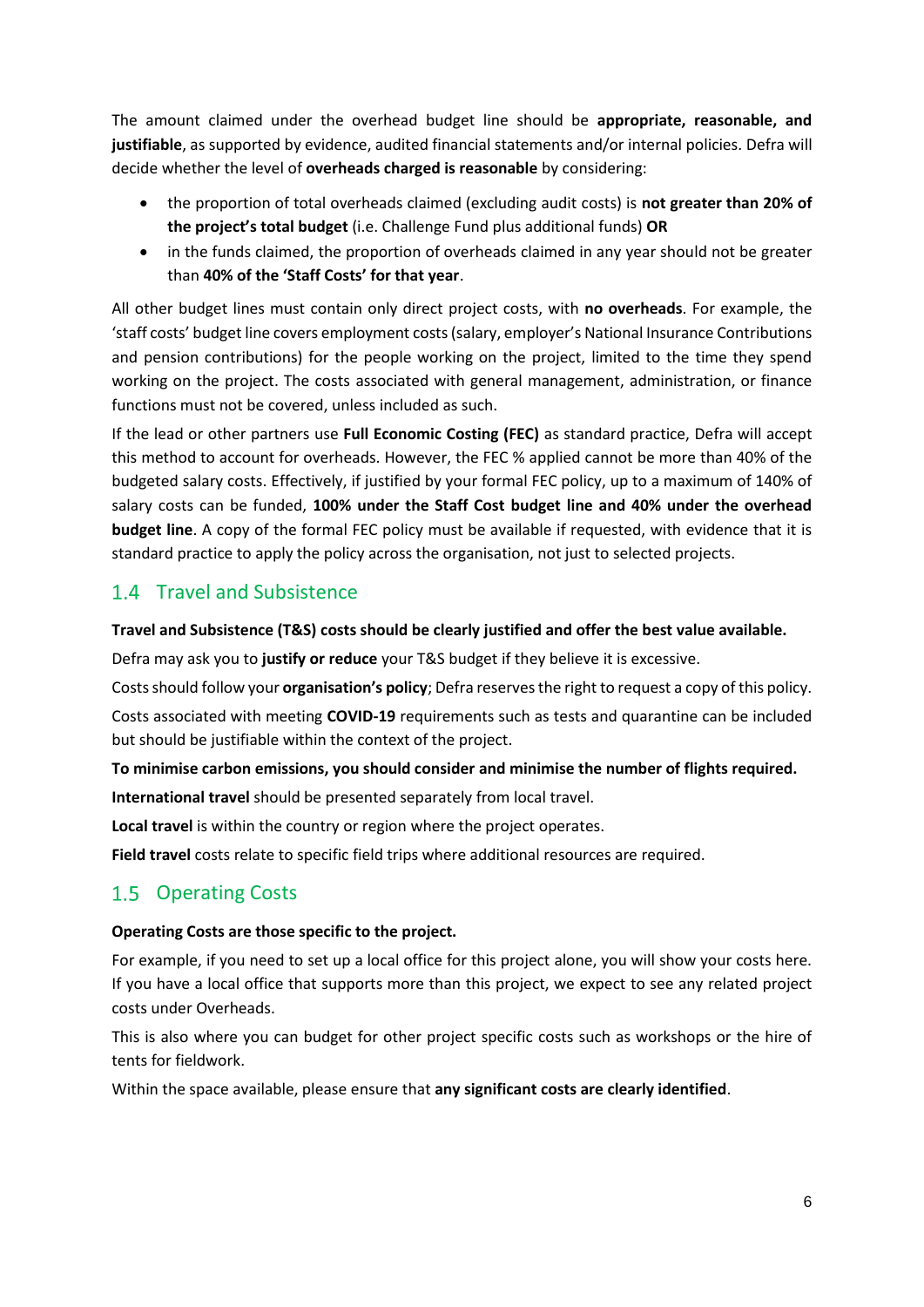The amount claimed under the overhead budget line should be **appropriate, reasonable, and justifiable**, as supported by evidence, audited financial statements and/or internal policies. Defra will decide whether the level of **overheads charged is reasonable** by considering:

- the proportion of total overheads claimed (excluding audit costs) is **not greater than 20% of the project's total budget** (i.e. Challenge Fund plus additional funds) **OR**
- in the funds claimed, the proportion of overheads claimed in any year should not be greater than **40% of the 'Staff Costs' for that year**.

All other budget lines must contain only direct project costs, with **no overheads**. For example, the 'staff costs' budget line covers employment costs (salary, employer's National Insurance Contributions and pension contributions) for the people working on the project, limited to the time they spend working on the project. The costs associated with general management, administration, or finance functions must not be covered, unless included as such.

If the lead or other partners use **Full Economic Costing (FEC)** as standard practice, Defra will accept this method to account for overheads. However, the FEC % applied cannot be more than 40% of the budgeted salary costs. Effectively, if justified by your formal FEC policy, up to a maximum of 140% of salary costs can be funded, **100% under the Staff Cost budget line and 40% under the overhead budget line**. A copy of the formal FEC policy must be available if requested, with evidence that it is standard practice to apply the policy across the organisation, not just to selected projects.

## 1.4 Travel and Subsistence

**Travel and Subsistence (T&S) costs should be clearly justified and offer the best value available.**

Defra may ask you to **justify or reduce** your T&S budget if they believe it is excessive.

Costs should follow your **organisation's policy**; Defra reserves the right to request a copy of this policy.

Costs associated with meeting **COVID-19** requirements such as tests and quarantine can be included but should be justifiable within the context of the project.

**To minimise carbon emissions, you should consider and minimise the number of flights required.**

**International travel** should be presented separately from local travel.

**Local travel** is within the country or region where the project operates.

**Field travel** costs relate to specific field trips where additional resources are required.

## 1.5 Operating Costs

**Operating Costs are those specific to the project.**

For example, if you need to set up a local office for this project alone, you will show your costs here. If you have a local office that supports more than this project, we expect to see any related project costs under Overheads.

This is also where you can budget for other project specific costs such as workshops or the hire of tents for fieldwork.

Within the space available, please ensure that **any significant costs are clearly identified**.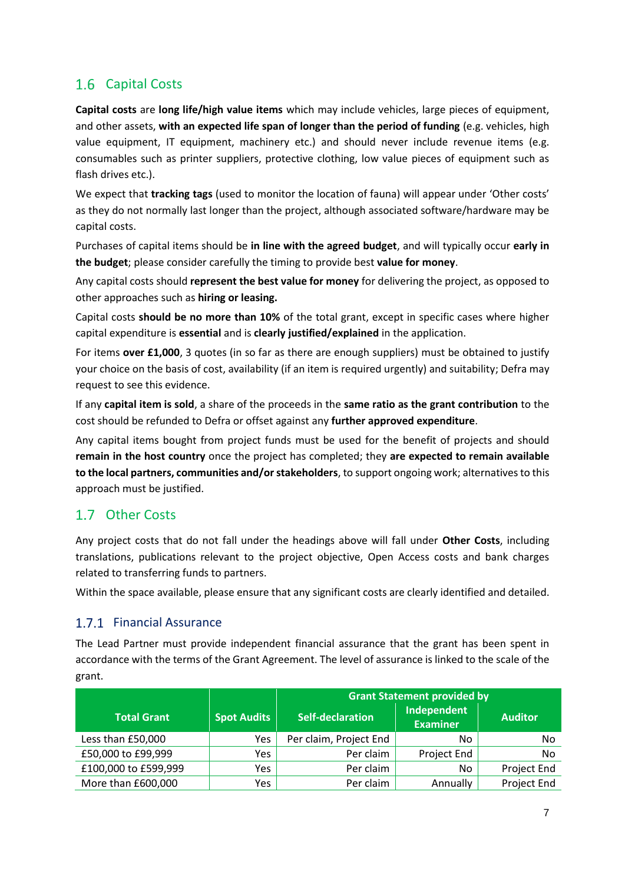## 1.6 Capital Costs

**Capital costs** are **long life/high value items** which may include vehicles, large pieces of equipment, and other assets, **with an expected life span of longer than the period of funding** (e.g. vehicles, high value equipment, IT equipment, machinery etc.) and should never include revenue items (e.g. consumables such as printer suppliers, protective clothing, low value pieces of equipment such as flash drives etc.).

We expect that **tracking tags** (used to monitor the location of fauna) will appear under 'Other costs' as they do not normally last longer than the project, although associated software/hardware may be capital costs.

Purchases of capital items should be **in line with the agreed budget**, and will typically occur **early in the budget**; please consider carefully the timing to provide best **value for money**.

Any capital costs should **represent the best value for money** for delivering the project, as opposed to other approaches such as **hiring or leasing.**

Capital costs **should be no more than 10%** of the total grant, except in specific cases where higher capital expenditure is **essential** and is **clearly justified/explained** in the application.

For items **over £1,000**, 3 quotes (in so far as there are enough suppliers) must be obtained to justify your choice on the basis of cost, availability (if an item is required urgently) and suitability; Defra may request to see this evidence.

If any **capital item is sold**, a share of the proceeds in the **same ratio as the grant contribution** to the cost should be refunded to Defra or offset against any **further approved expenditure**.

Any capital items bought from project funds must be used for the benefit of projects and should **remain in the host country** once the project has completed; they **are expected to remain available to the local partners, communities and/or stakeholders**, to support ongoing work; alternatives to this approach must be justified.

## 1.7 Other Costs

Any project costs that do not fall under the headings above will fall under **Other Costs**, including translations, publications relevant to the project objective, Open Access costs and bank charges related to transferring funds to partners.

Within the space available, please ensure that any significant costs are clearly identified and detailed.

### 1.7.1 Financial Assurance

The Lead Partner must provide independent financial assurance that the grant has been spent in accordance with the terms of the Grant Agreement. The level of assurance is linked to the scale of the grant.

| Total Grant | Spot Audits | Grant Statement provided by | | |
|---|---|---|---|---|
| | | Self-declaration | Independent Examiner | Auditor |
| Less than £50,000 | Yes | Per claim, Project End | No | No |
| £50,000 to £99,999 | Yes | Per claim | Project End | No |
| £100,000 to £599,999 | Yes | Per claim | No | Project End |
| More than £600,000 | Yes | Per claim | Annually | Project End |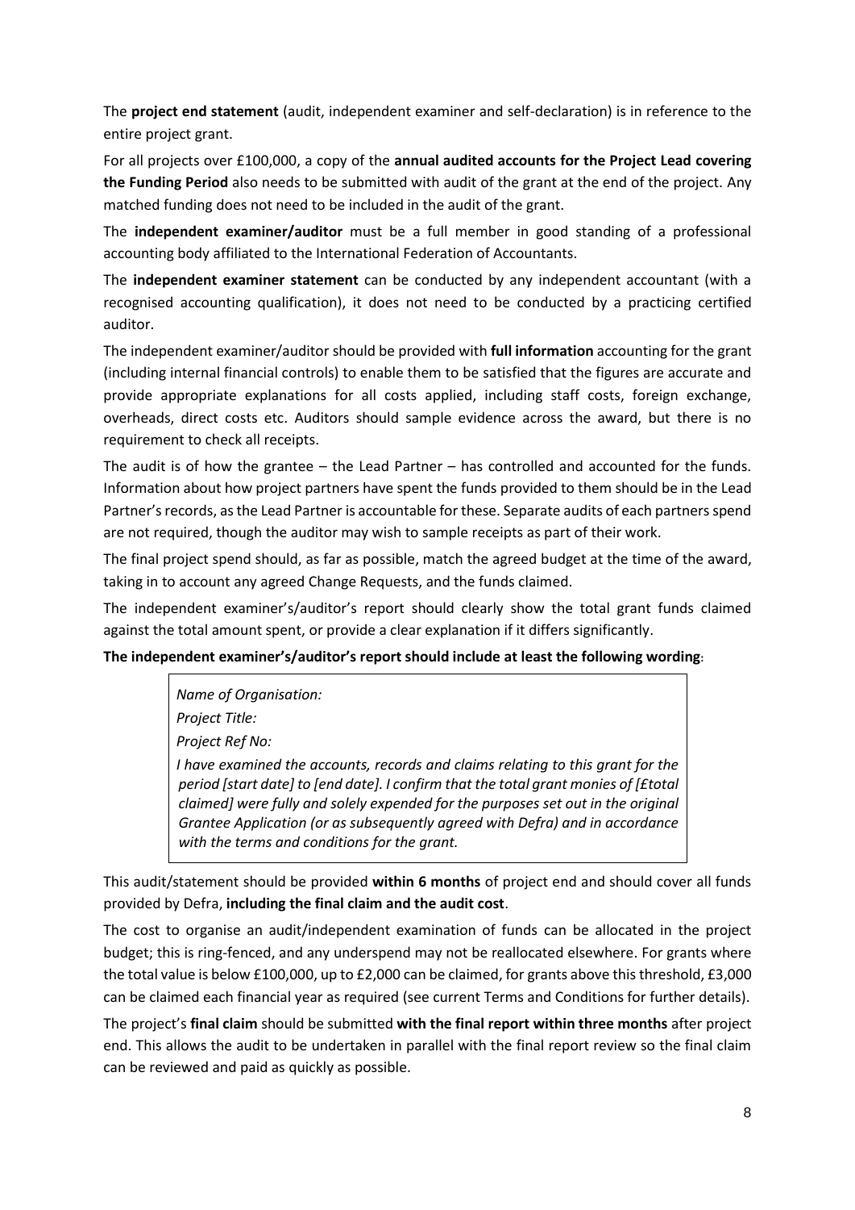The **project end statement** (audit, independent examiner and self-declaration) is in reference to the entire project grant.

For all projects over £100,000, a copy of the **annual audited accounts for the Project Lead covering the Funding Period** also needs to be submitted with audit of the grant at the end of the project. Any matched funding does not need to be included in the audit of the grant.

The **independent examiner/auditor** must be a full member in good standing of a professional accounting body affiliated to the International Federation of Accountants.

The **independent examiner statement** can be conducted by any independent accountant (with a recognised accounting qualification), it does not need to be conducted by a practicing certified auditor.

The independent examiner/auditor should be provided with **full information** accounting for the grant (including internal financial controls) to enable them to be satisfied that the figures are accurate and provide appropriate explanations for all costs applied, including staff costs, foreign exchange, overheads, direct costs etc. Auditors should sample evidence across the award, but there is no requirement to check all receipts.

The audit is of how the grantee – the Lead Partner – has controlled and accounted for the funds. Information about how project partners have spent the funds provided to them should be in the Lead Partner's records, as the Lead Partner is accountable for these. Separate audits of each partners spend are not required, though the auditor may wish to sample receipts as part of their work.

The final project spend should, as far as possible, match the agreed budget at the time of the award, taking in to account any agreed Change Requests, and the funds claimed.

The independent examiner's/auditor's report should clearly show the total grant funds claimed against the total amount spent, or provide a clear explanation if it differs significantly.

**The independent examiner's/auditor's report should include at least the following wording:**

> *Name of Organisation:*
>
> *Project Title:*
>
> *Project Ref No:*
>
> *I have examined the accounts, records and claims relating to this grant for the period [start date] to [end date]. I confirm that the total grant monies of [£total claimed] were fully and solely expended for the purposes set out in the original Grantee Application (or as subsequently agreed with Defra) and in accordance with the terms and conditions for the grant.*

This audit/statement should be provided **within 6 months** of project end and should cover all funds provided by Defra, **including the final claim and the audit cost**.

The cost to organise an audit/independent examination of funds can be allocated in the project budget; this is ring-fenced, and any underspend may not be reallocated elsewhere. For grants where the total value is below £100,000, up to £2,000 can be claimed, for grants above this threshold, £3,000 can be claimed each financial year as required (see current Terms and Conditions for further details).

The project's **final claim** should be submitted **with the final report within three months** after project end. This allows the audit to be undertaken in parallel with the final report review so the final claim can be reviewed and paid as quickly as possible.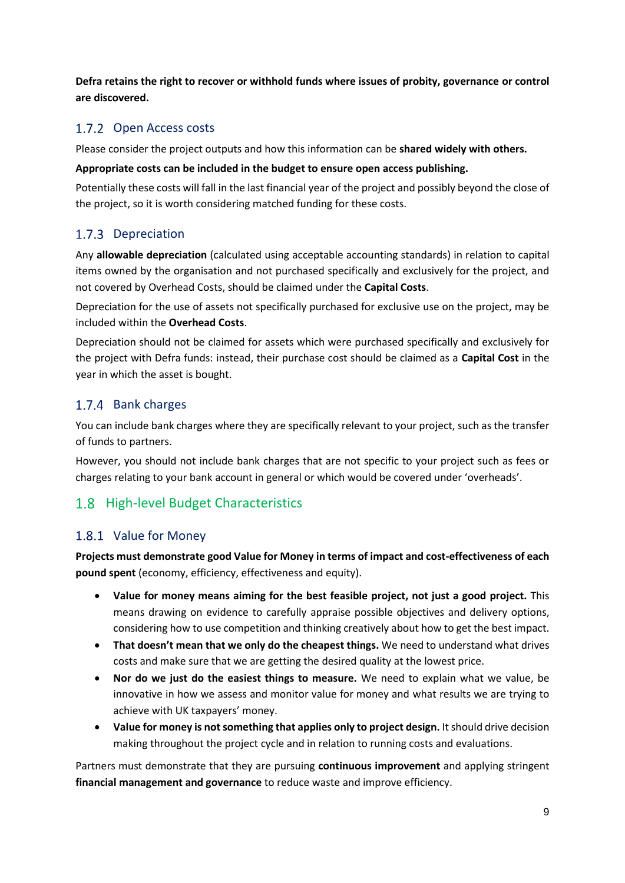**Defra retains the right to recover or withhold funds where issues of probity, governance or control are discovered.**

### 1.7.2 Open Access costs

Please consider the project outputs and how this information can be **shared widely with others.**

**Appropriate costs can be included in the budget to ensure open access publishing.**

Potentially these costs will fall in the last financial year of the project and possibly beyond the close of the project, so it is worth considering matched funding for these costs.

### 1.7.3 Depreciation

Any **allowable depreciation** (calculated using acceptable accounting standards) in relation to capital items owned by the organisation and not purchased specifically and exclusively for the project, and not covered by Overhead Costs, should be claimed under the **Capital Costs**.

Depreciation for the use of assets not specifically purchased for exclusive use on the project, may be included within the **Overhead Costs**.

Depreciation should not be claimed for assets which were purchased specifically and exclusively for the project with Defra funds: instead, their purchase cost should be claimed as a **Capital Cost** in the year in which the asset is bought.

### 1.7.4 Bank charges

You can include bank charges where they are specifically relevant to your project, such as the transfer of funds to partners.

However, you should not include bank charges that are not specific to your project such as fees or charges relating to your bank account in general or which would be covered under 'overheads'.

## 1.8 High-level Budget Characteristics

### 1.8.1 Value for Money

**Projects must demonstrate good Value for Money in terms of impact and cost-effectiveness of each pound spent** (economy, efficiency, effectiveness and equity).

- **Value for money means aiming for the best feasible project, not just a good project.** This means drawing on evidence to carefully appraise possible objectives and delivery options, considering how to use competition and thinking creatively about how to get the best impact.
- **That doesn't mean that we only do the cheapest things.** We need to understand what drives costs and make sure that we are getting the desired quality at the lowest price.
- **Nor do we just do the easiest things to measure.** We need to explain what we value, be innovative in how we assess and monitor value for money and what results we are trying to achieve with UK taxpayers' money.
- **Value for money is not something that applies only to project design.** It should drive decision making throughout the project cycle and in relation to running costs and evaluations.

Partners must demonstrate that they are pursuing **continuous improvement** and applying stringent **financial management and governance** to reduce waste and improve efficiency.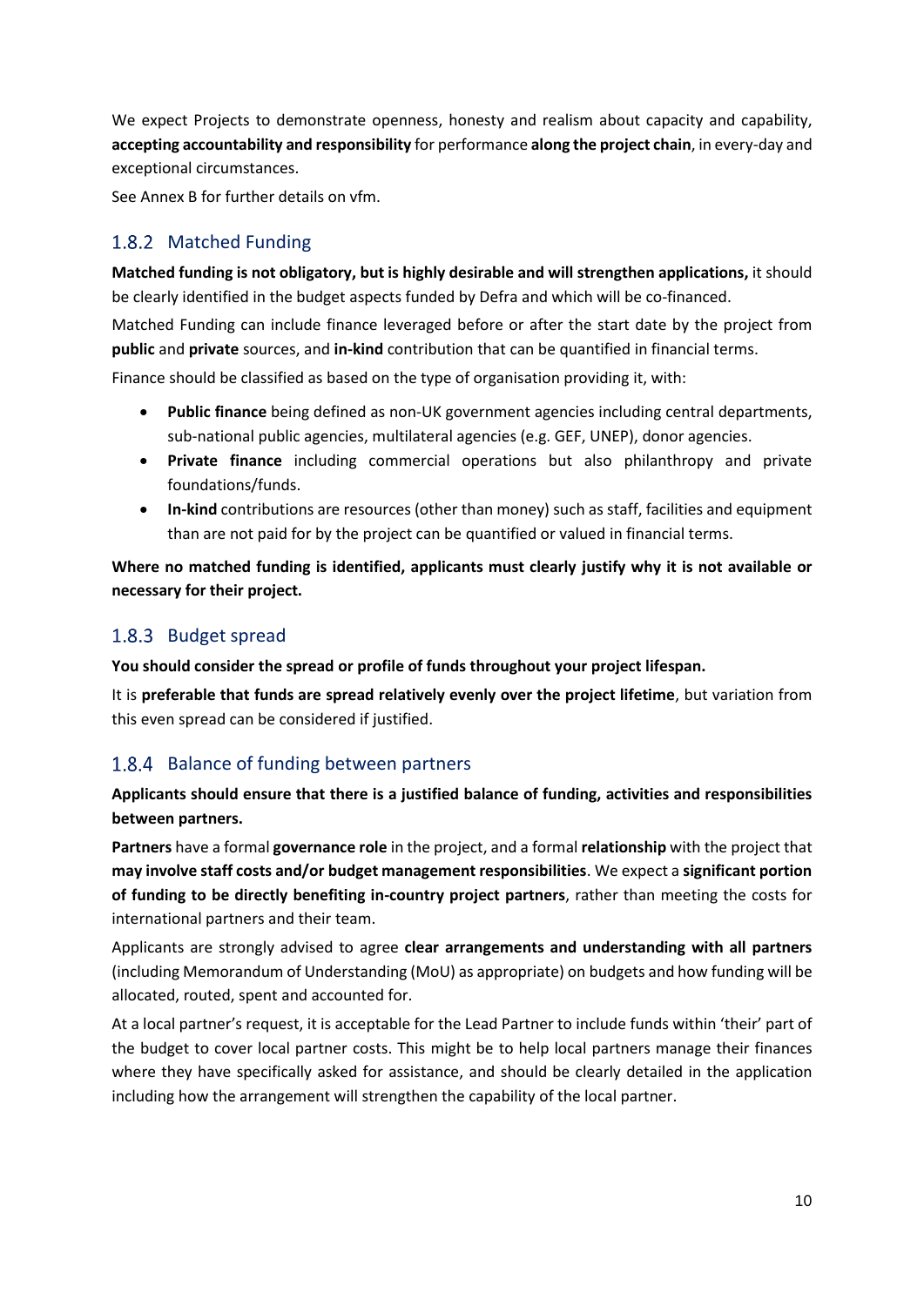We expect Projects to demonstrate openness, honesty and realism about capacity and capability, **accepting accountability and responsibility** for performance **along the project chain**, in every-day and exceptional circumstances.

See Annex B for further details on vfm.

### 1.8.2 Matched Funding

**Matched funding is not obligatory, but is highly desirable and will strengthen applications,** it should be clearly identified in the budget aspects funded by Defra and which will be co-financed.

Matched Funding can include finance leveraged before or after the start date by the project from **public** and **private** sources, and **in-kind** contribution that can be quantified in financial terms.

Finance should be classified as based on the type of organisation providing it, with:

- **Public finance** being defined as non-UK government agencies including central departments, sub-national public agencies, multilateral agencies (e.g. GEF, UNEP), donor agencies.
- **Private finance** including commercial operations but also philanthropy and private foundations/funds.
- **In-kind** contributions are resources (other than money) such as staff, facilities and equipment than are not paid for by the project can be quantified or valued in financial terms.

**Where no matched funding is identified, applicants must clearly justify why it is not available or necessary for their project.**

### 1.8.3 Budget spread

**You should consider the spread or profile of funds throughout your project lifespan.**

It is **preferable that funds are spread relatively evenly over the project lifetime**, but variation from this even spread can be considered if justified.

### 1.8.4 Balance of funding between partners

**Applicants should ensure that there is a justified balance of funding, activities and responsibilities between partners.**

**Partners** have a formal **governance role** in the project, and a formal **relationship** with the project that **may involve staff costs and/or budget management responsibilities**. We expect a **significant portion of funding to be directly benefiting in-country project partners**, rather than meeting the costs for international partners and their team.

Applicants are strongly advised to agree **clear arrangements and understanding with all partners** (including Memorandum of Understanding (MoU) as appropriate) on budgets and how funding will be allocated, routed, spent and accounted for.

At a local partner's request, it is acceptable for the Lead Partner to include funds within 'their' part of the budget to cover local partner costs. This might be to help local partners manage their finances where they have specifically asked for assistance, and should be clearly detailed in the application including how the arrangement will strengthen the capability of the local partner.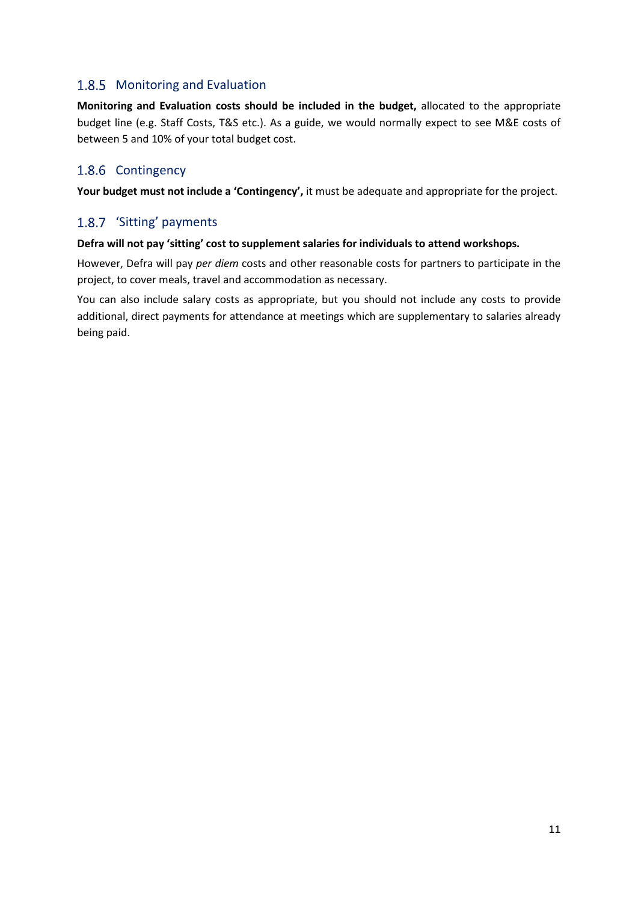### 1.8.5 Monitoring and Evaluation

**Monitoring and Evaluation costs should be included in the budget,** allocated to the appropriate budget line (e.g. Staff Costs, T&S etc.). As a guide, we would normally expect to see M&E costs of between 5 and 10% of your total budget cost.

### 1.8.6 Contingency

**Your budget must not include a 'Contingency',** it must be adequate and appropriate for the project.

### 1.8.7 'Sitting' payments

**Defra will not pay 'sitting' cost to supplement salaries for individuals to attend workshops.**

However, Defra will pay *per diem* costs and other reasonable costs for partners to participate in the project, to cover meals, travel and accommodation as necessary.

You can also include salary costs as appropriate, but you should not include any costs to provide additional, direct payments for attendance at meetings which are supplementary to salaries already being paid.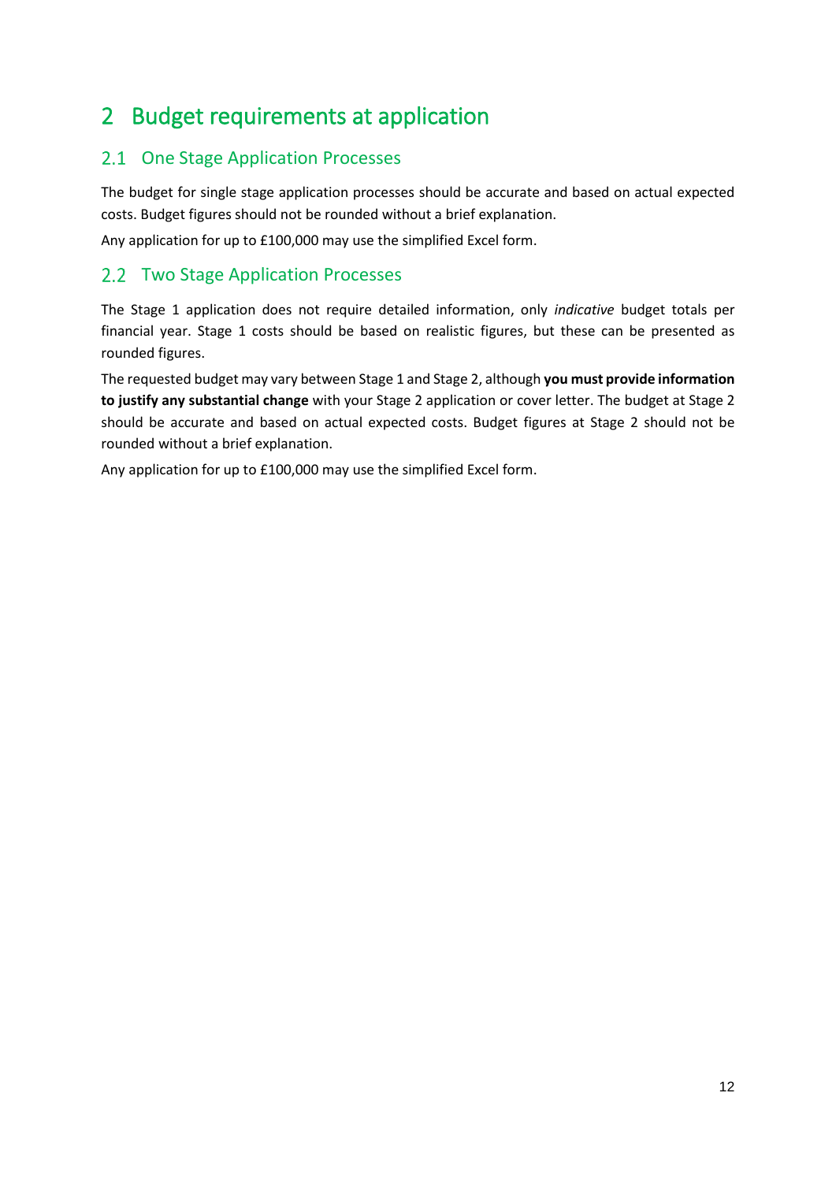# 2 Budget requirements at application

## 2.1 One Stage Application Processes

The budget for single stage application processes should be accurate and based on actual expected costs. Budget figures should not be rounded without a brief explanation.

Any application for up to £100,000 may use the simplified Excel form.

## 2.2 Two Stage Application Processes

The Stage 1 application does not require detailed information, only *indicative* budget totals per financial year. Stage 1 costs should be based on realistic figures, but these can be presented as rounded figures.

The requested budget may vary between Stage 1 and Stage 2, although **you must provide information to justify any substantial change** with your Stage 2 application or cover letter. The budget at Stage 2 should be accurate and based on actual expected costs. Budget figures at Stage 2 should not be rounded without a brief explanation.

Any application for up to £100,000 may use the simplified Excel form.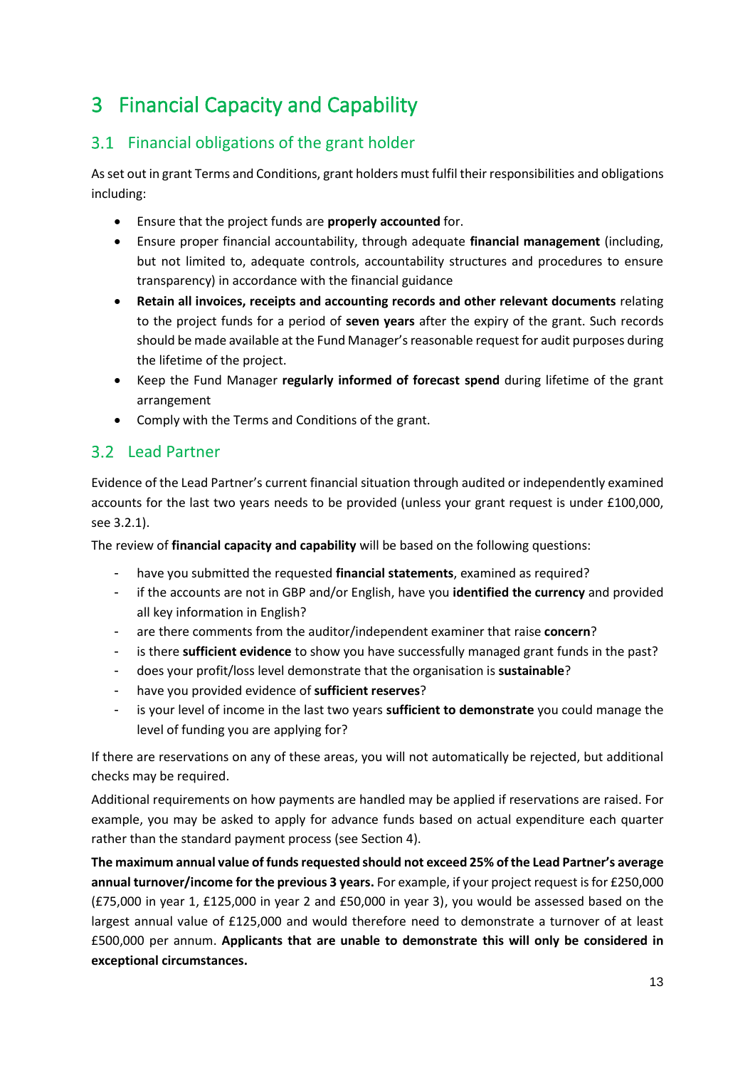# 3 Financial Capacity and Capability

## 3.1 Financial obligations of the grant holder

As set out in grant Terms and Conditions, grant holders must fulfil their responsibilities and obligations including:

- Ensure that the project funds are **properly accounted** for.
- Ensure proper financial accountability, through adequate **financial management** (including, but not limited to, adequate controls, accountability structures and procedures to ensure transparency) in accordance with the financial guidance
- **Retain all invoices, receipts and accounting records and other relevant documents** relating to the project funds for a period of **seven years** after the expiry of the grant. Such records should be made available at the Fund Manager's reasonable request for audit purposes during the lifetime of the project.
- Keep the Fund Manager **regularly informed of forecast spend** during lifetime of the grant arrangement
- Comply with the Terms and Conditions of the grant.

## 3.2 Lead Partner

Evidence of the Lead Partner's current financial situation through audited or independently examined accounts for the last two years needs to be provided (unless your grant request is under £100,000, see 3.2.1).

The review of **financial capacity and capability** will be based on the following questions:

- have you submitted the requested **financial statements**, examined as required?
- if the accounts are not in GBP and/or English, have you **identified the currency** and provided all key information in English?
- are there comments from the auditor/independent examiner that raise **concern**?
- is there **sufficient evidence** to show you have successfully managed grant funds in the past?
- does your profit/loss level demonstrate that the organisation is **sustainable**?
- have you provided evidence of **sufficient reserves**?
- is your level of income in the last two years **sufficient to demonstrate** you could manage the level of funding you are applying for?

If there are reservations on any of these areas, you will not automatically be rejected, but additional checks may be required.

Additional requirements on how payments are handled may be applied if reservations are raised. For example, you may be asked to apply for advance funds based on actual expenditure each quarter rather than the standard payment process (see Section 4).

**The maximum annual value of funds requested should not exceed 25% of the Lead Partner's average annual turnover/income for the previous 3 years.** For example, if your project request is for £250,000 (£75,000 in year 1, £125,000 in year 2 and £50,000 in year 3), you would be assessed based on the largest annual value of £125,000 and would therefore need to demonstrate a turnover of at least £500,000 per annum. **Applicants that are unable to demonstrate this will only be considered in exceptional circumstances.**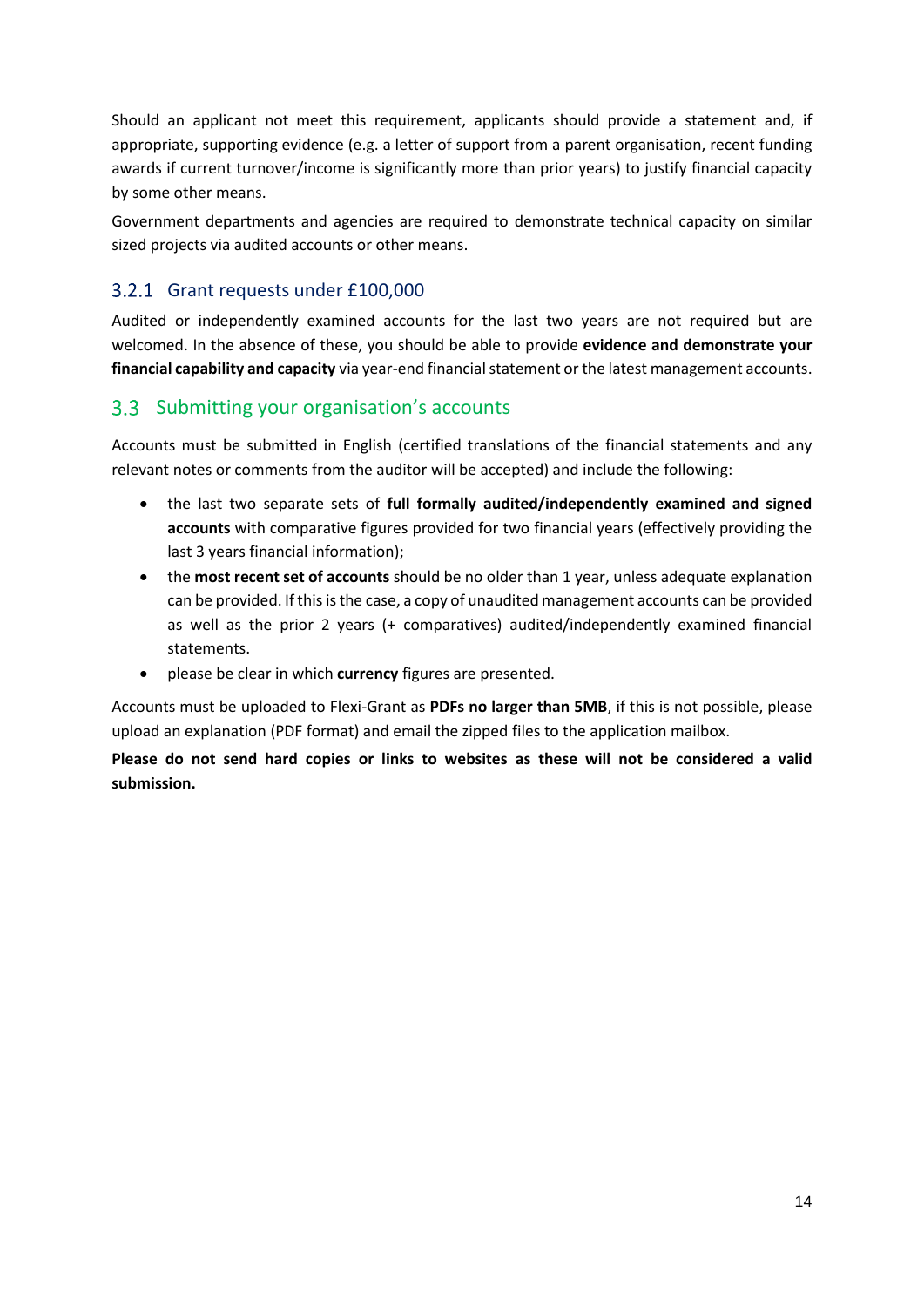Should an applicant not meet this requirement, applicants should provide a statement and, if appropriate, supporting evidence (e.g. a letter of support from a parent organisation, recent funding awards if current turnover/income is significantly more than prior years) to justify financial capacity by some other means.

Government departments and agencies are required to demonstrate technical capacity on similar sized projects via audited accounts or other means.

### 3.2.1 Grant requests under £100,000

Audited or independently examined accounts for the last two years are not required but are welcomed. In the absence of these, you should be able to provide **evidence and demonstrate your financial capability and capacity** via year-end financial statement or the latest management accounts.

## 3.3 Submitting your organisation's accounts

Accounts must be submitted in English (certified translations of the financial statements and any relevant notes or comments from the auditor will be accepted) and include the following:

- the last two separate sets of **full formally audited/independently examined and signed accounts** with comparative figures provided for two financial years (effectively providing the last 3 years financial information);
- the **most recent set of accounts** should be no older than 1 year, unless adequate explanation can be provided. If this is the case, a copy of unaudited management accounts can be provided as well as the prior 2 years (+ comparatives) audited/independently examined financial statements.
- please be clear in which **currency** figures are presented.

Accounts must be uploaded to Flexi-Grant as **PDFs no larger than 5MB**, if this is not possible, please upload an explanation (PDF format) and email the zipped files to the application mailbox.

**Please do not send hard copies or links to websites as these will not be considered a valid submission.**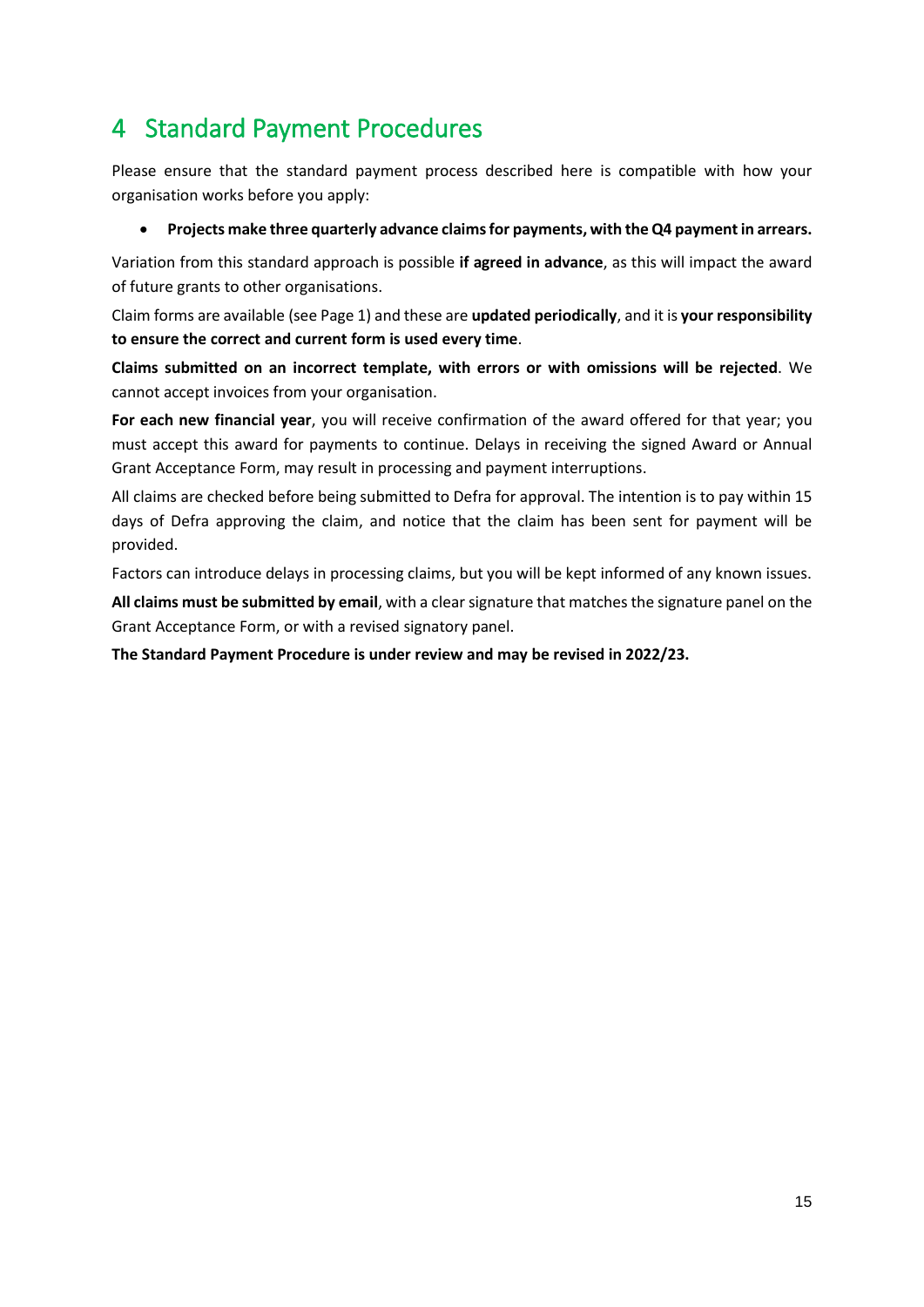# 4 Standard Payment Procedures

Please ensure that the standard payment process described here is compatible with how your organisation works before you apply:

- **Projects make three quarterly advance claims for payments, with the Q4 payment in arrears.**

Variation from this standard approach is possible **if agreed in advance**, as this will impact the award of future grants to other organisations.

Claim forms are available (see Page 1) and these are **updated periodically**, and it is **your responsibility to ensure the correct and current form is used every time**.

**Claims submitted on an incorrect template, with errors or with omissions will be rejected**. We cannot accept invoices from your organisation.

**For each new financial year**, you will receive confirmation of the award offered for that year; you must accept this award for payments to continue. Delays in receiving the signed Award or Annual Grant Acceptance Form, may result in processing and payment interruptions.

All claims are checked before being submitted to Defra for approval. The intention is to pay within 15 days of Defra approving the claim, and notice that the claim has been sent for payment will be provided.

Factors can introduce delays in processing claims, but you will be kept informed of any known issues.

**All claims must be submitted by email**, with a clear signature that matches the signature panel on the Grant Acceptance Form, or with a revised signatory panel.

**The Standard Payment Procedure is under review and may be revised in 2022/23.**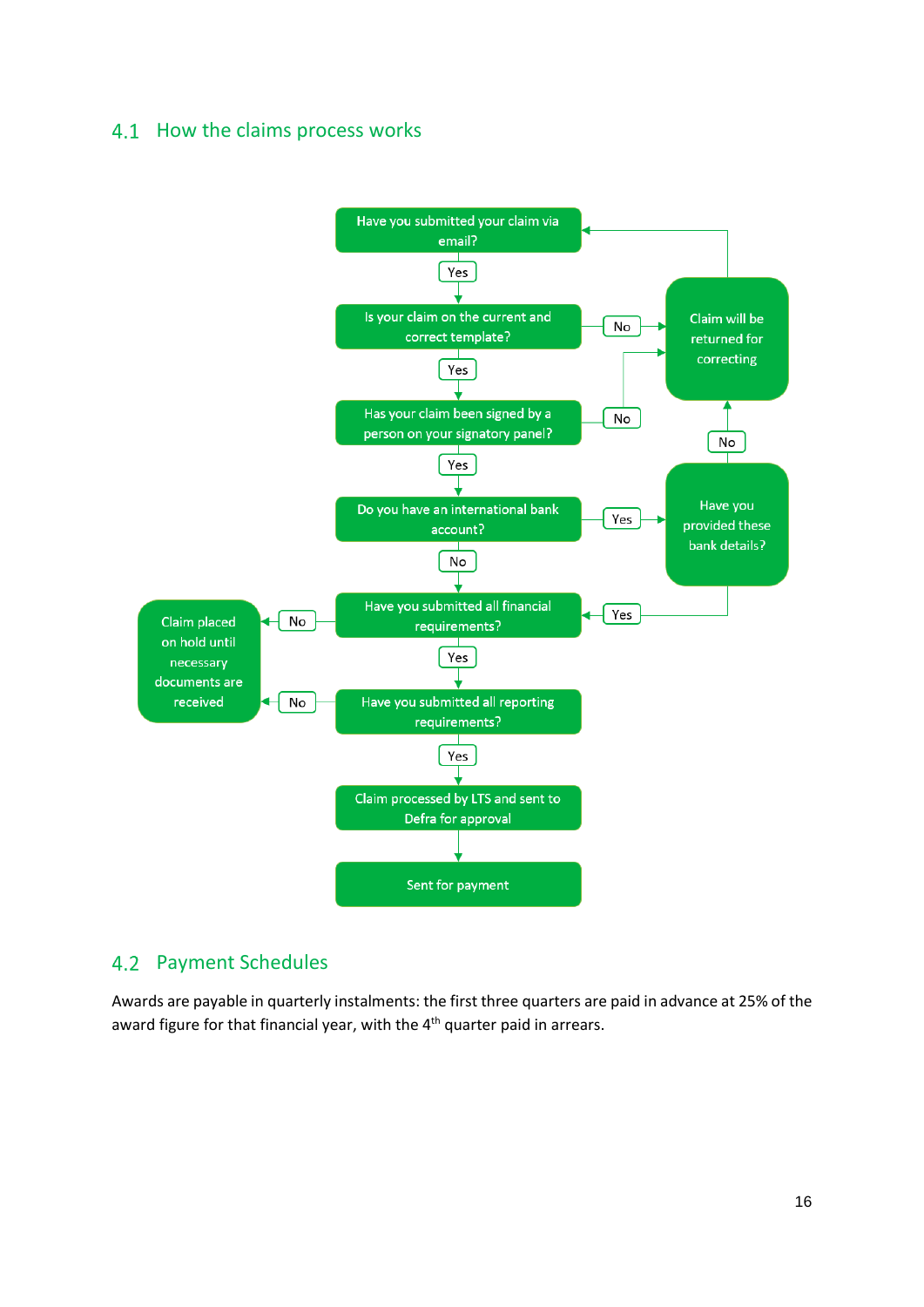## 4.1 How the claims process works

Have you submitted your claim via email?

Yes

Is your claim on the current and correct template? — No → Claim will be returned for correcting

Yes

Has your claim been signed by a person on your signatory panel? — No → Claim will be returned for correcting

Yes

Do you have an international bank account? — Yes → Have you provided these bank details? — No → Claim will be returned for correcting

No

Have you submitted all financial requirements? (← Yes from "Have you provided these bank details?") — No → Claim placed on hold until necessary documents are received

Yes

Have you submitted all reporting requirements? — No → Claim placed on hold until necessary documents are received

Yes

Claim processed by LTS and sent to Defra for approval

Sent for payment

Claim will be returned for correcting → Have you submitted your claim via email?

## 4.2 Payment Schedules

Awards are payable in quarterly instalments: the first three quarters are paid in advance at 25% of the award figure for that financial year, with the 4th quarter paid in arrears.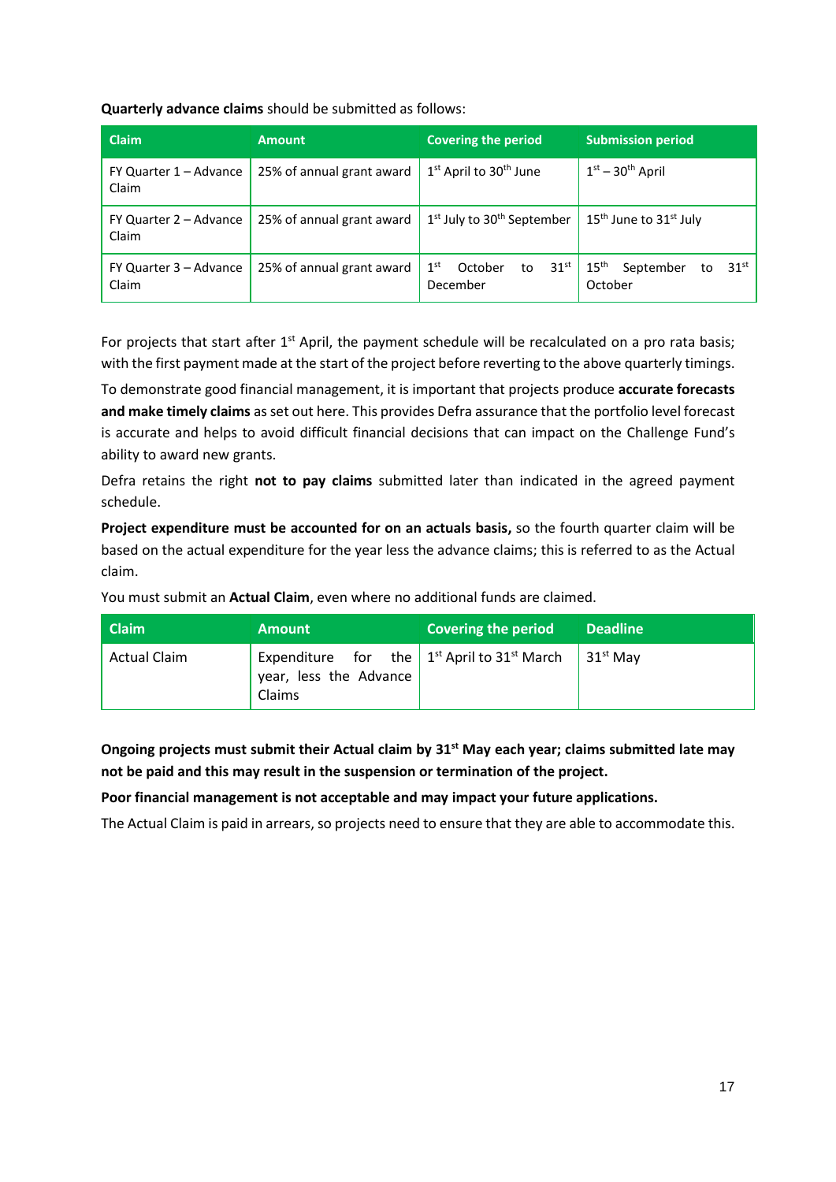**Quarterly advance claims** should be submitted as follows:

| Claim | Amount | Covering the period | Submission period |
|---|---|---|---|
| FY Quarter 1 – Advance Claim | 25% of annual grant award | 1st April to 30th June | 1st – 30th April |
| FY Quarter 2 – Advance Claim | 25% of annual grant award | 1st July to 30th September | 15th June to 31st July |
| FY Quarter 3 – Advance Claim | 25% of annual grant award | 1st October to 31st December | 15th September to 31st October |

For projects that start after 1st April, the payment schedule will be recalculated on a pro rata basis; with the first payment made at the start of the project before reverting to the above quarterly timings.

To demonstrate good financial management, it is important that projects produce **accurate forecasts and make timely claims** as set out here. This provides Defra assurance that the portfolio level forecast is accurate and helps to avoid difficult financial decisions that can impact on the Challenge Fund's ability to award new grants.

Defra retains the right **not to pay claims** submitted later than indicated in the agreed payment schedule.

**Project expenditure must be accounted for on an actuals basis,** so the fourth quarter claim will be based on the actual expenditure for the year less the advance claims; this is referred to as the Actual claim.

You must submit an **Actual Claim**, even where no additional funds are claimed.

| Claim | Amount | Covering the period | Deadline |
|---|---|---|---|
| Actual Claim | Expenditure for the year, less the Advance Claims | 1st April to 31st March | 31st May |

**Ongoing projects must submit their Actual claim by 31st May each year; claims submitted late may not be paid and this may result in the suspension or termination of the project.**

**Poor financial management is not acceptable and may impact your future applications.**

The Actual Claim is paid in arrears, so projects need to ensure that they are able to accommodate this.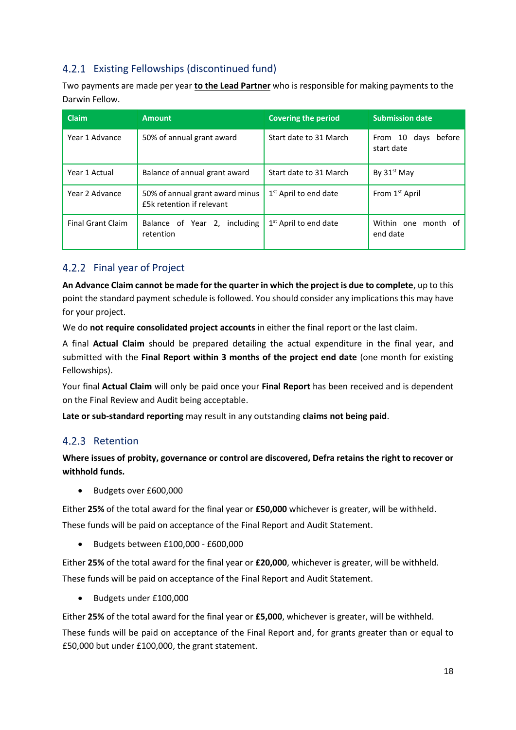### 4.2.1 Existing Fellowships (discontinued fund)

Two payments are made per year **to the Lead Partner** who is responsible for making payments to the Darwin Fellow.

| Claim | Amount | Covering the period | Submission date |
|---|---|---|---|
| Year 1 Advance | 50% of annual grant award | Start date to 31 March | From 10 days before start date |
| Year 1 Actual | Balance of annual grant award | Start date to 31 March | By 31st May |
| Year 2 Advance | 50% of annual grant award minus £5k retention if relevant | 1st April to end date | From 1st April |
| Final Grant Claim | Balance of Year 2, including retention | 1st April to end date | Within one month of end date |

### 4.2.2 Final year of Project

**An Advance Claim cannot be made for the quarter in which the project is due to complete**, up to this point the standard payment schedule is followed. You should consider any implications this may have for your project.

We do **not require consolidated project accounts** in either the final report or the last claim.

A final **Actual Claim** should be prepared detailing the actual expenditure in the final year, and submitted with the **Final Report within 3 months of the project end date** (one month for existing Fellowships).

Your final **Actual Claim** will only be paid once your **Final Report** has been received and is dependent on the Final Review and Audit being acceptable.

**Late or sub-standard reporting** may result in any outstanding **claims not being paid**.

### 4.2.3 Retention

**Where issues of probity, governance or control are discovered, Defra retains the right to recover or withhold funds.**

- Budgets over £600,000

Either **25%** of the total award for the final year or **£50,000** whichever is greater, will be withheld.

These funds will be paid on acceptance of the Final Report and Audit Statement.

- Budgets between £100,000 - £600,000

Either **25%** of the total award for the final year or **£20,000**, whichever is greater, will be withheld.

These funds will be paid on acceptance of the Final Report and Audit Statement.

- Budgets under £100,000

Either **25%** of the total award for the final year or **£5,000**, whichever is greater, will be withheld.

These funds will be paid on acceptance of the Final Report and, for grants greater than or equal to £50,000 but under £100,000, the grant statement.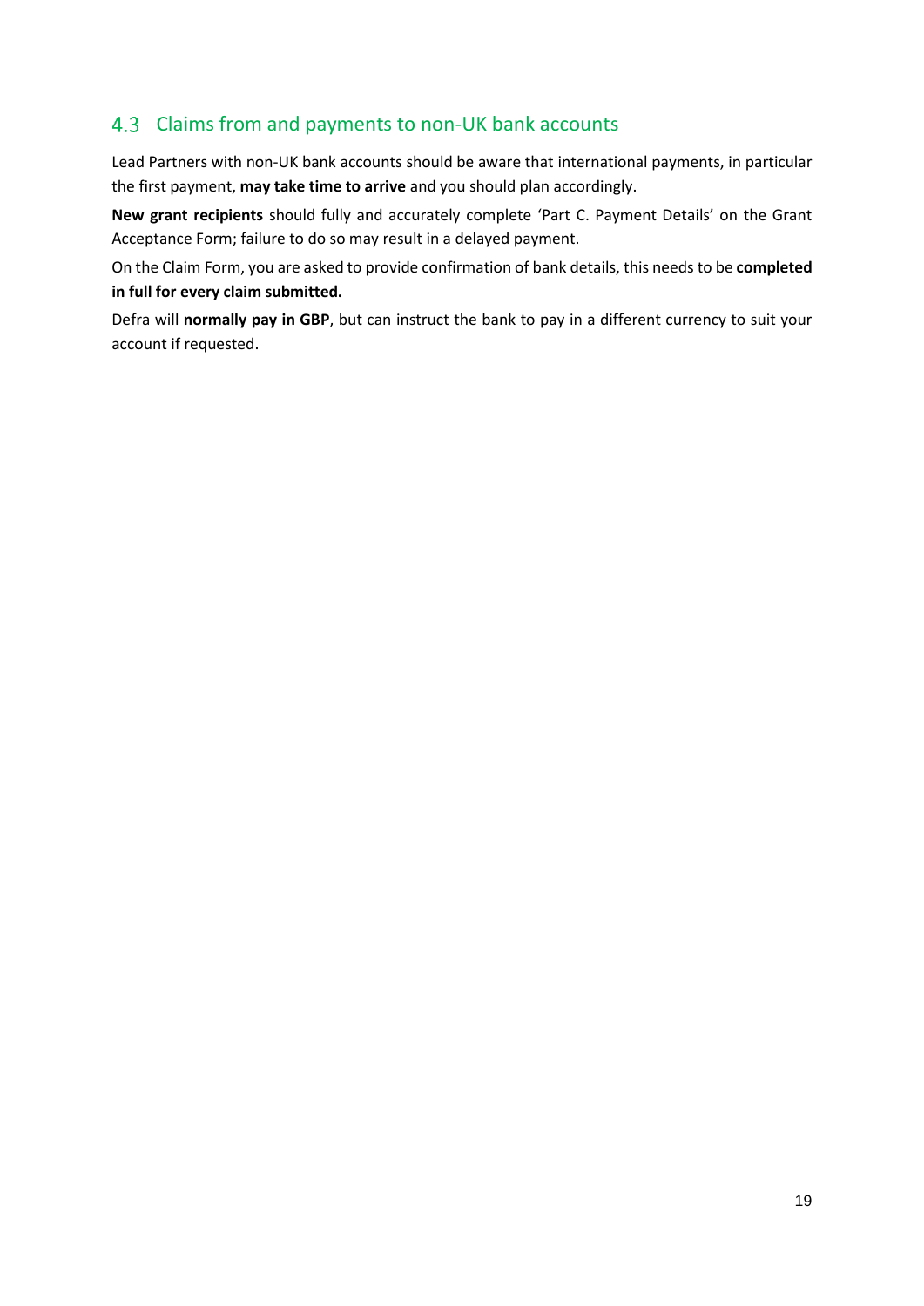## 4.3 Claims from and payments to non-UK bank accounts

Lead Partners with non-UK bank accounts should be aware that international payments, in particular the first payment, **may take time to arrive** and you should plan accordingly.

**New grant recipients** should fully and accurately complete 'Part C. Payment Details' on the Grant Acceptance Form; failure to do so may result in a delayed payment.

On the Claim Form, you are asked to provide confirmation of bank details, this needs to be **completed in full for every claim submitted.**

Defra will **normally pay in GBP**, but can instruct the bank to pay in a different currency to suit your account if requested.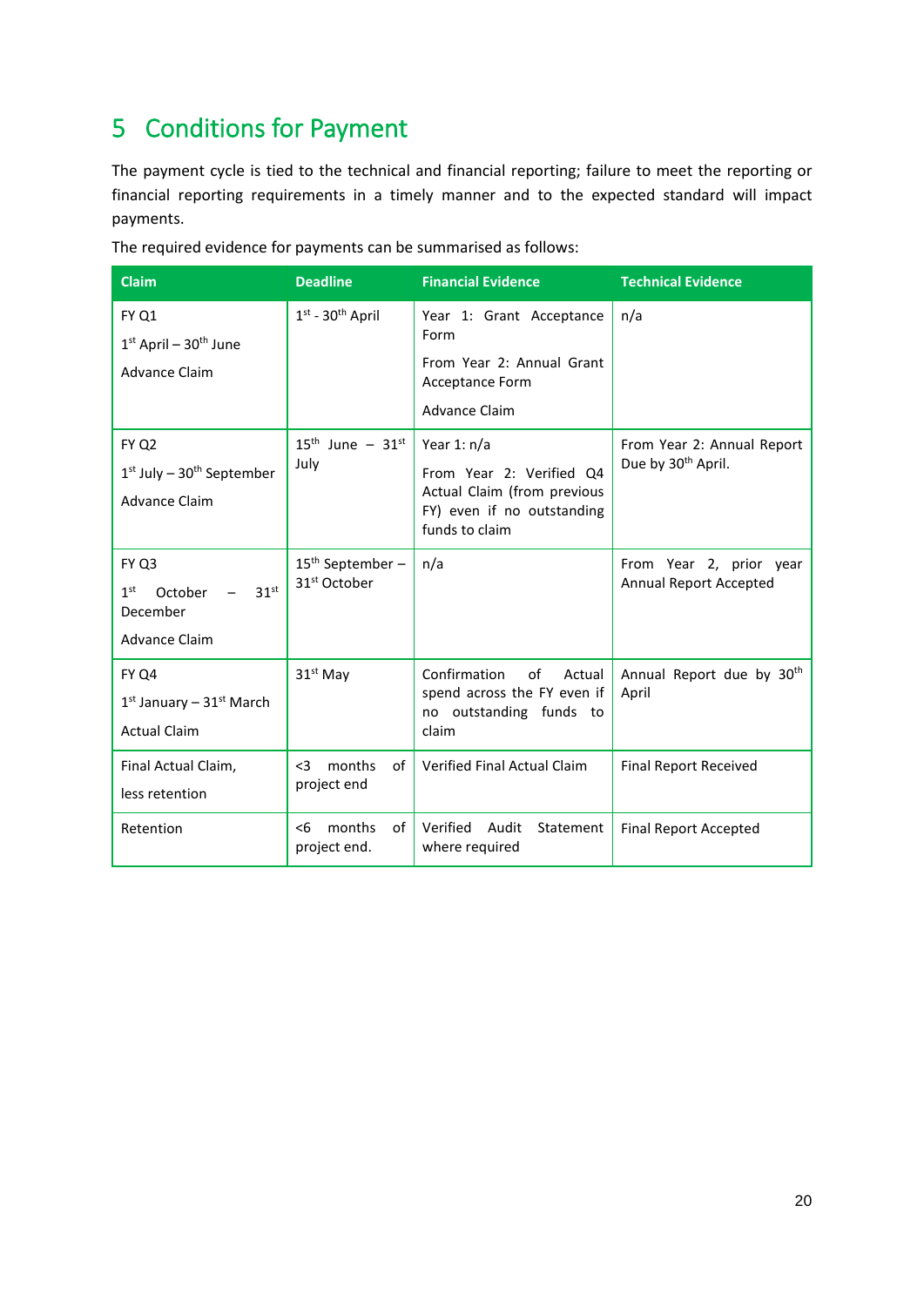# 5 Conditions for Payment

The payment cycle is tied to the technical and financial reporting; failure to meet the reporting or financial reporting requirements in a timely manner and to the expected standard will impact payments.

The required evidence for payments can be summarised as follows:

| Claim | Deadline | Financial Evidence | Technical Evidence |
|---|---|---|---|
| FY Q1<br>1st April – 30th June<br>Advance Claim | 1st - 30th April | Year 1: Grant Acceptance Form<br>From Year 2: Annual Grant Acceptance Form<br>Advance Claim | n/a |
| FY Q2<br>1st July – 30th September<br>Advance Claim | 15th June – 31st July | Year 1: n/a<br>From Year 2: Verified Q4 Actual Claim (from previous FY) even if no outstanding funds to claim | From Year 2: Annual Report Due by 30th April. |
| FY Q3<br>1st October – 31st December<br>Advance Claim | 15th September – 31st October | n/a | From Year 2, prior year Annual Report Accepted |
| FY Q4<br>1st January – 31st March<br>Actual Claim | 31st May | Confirmation of Actual spend across the FY even if no outstanding funds to claim | Annual Report due by 30th April |
| Final Actual Claim,<br>less retention | <3 months of project end | Verified Final Actual Claim | Final Report Received |
| Retention | <6 months of project end. | Verified Audit Statement where required | Final Report Accepted |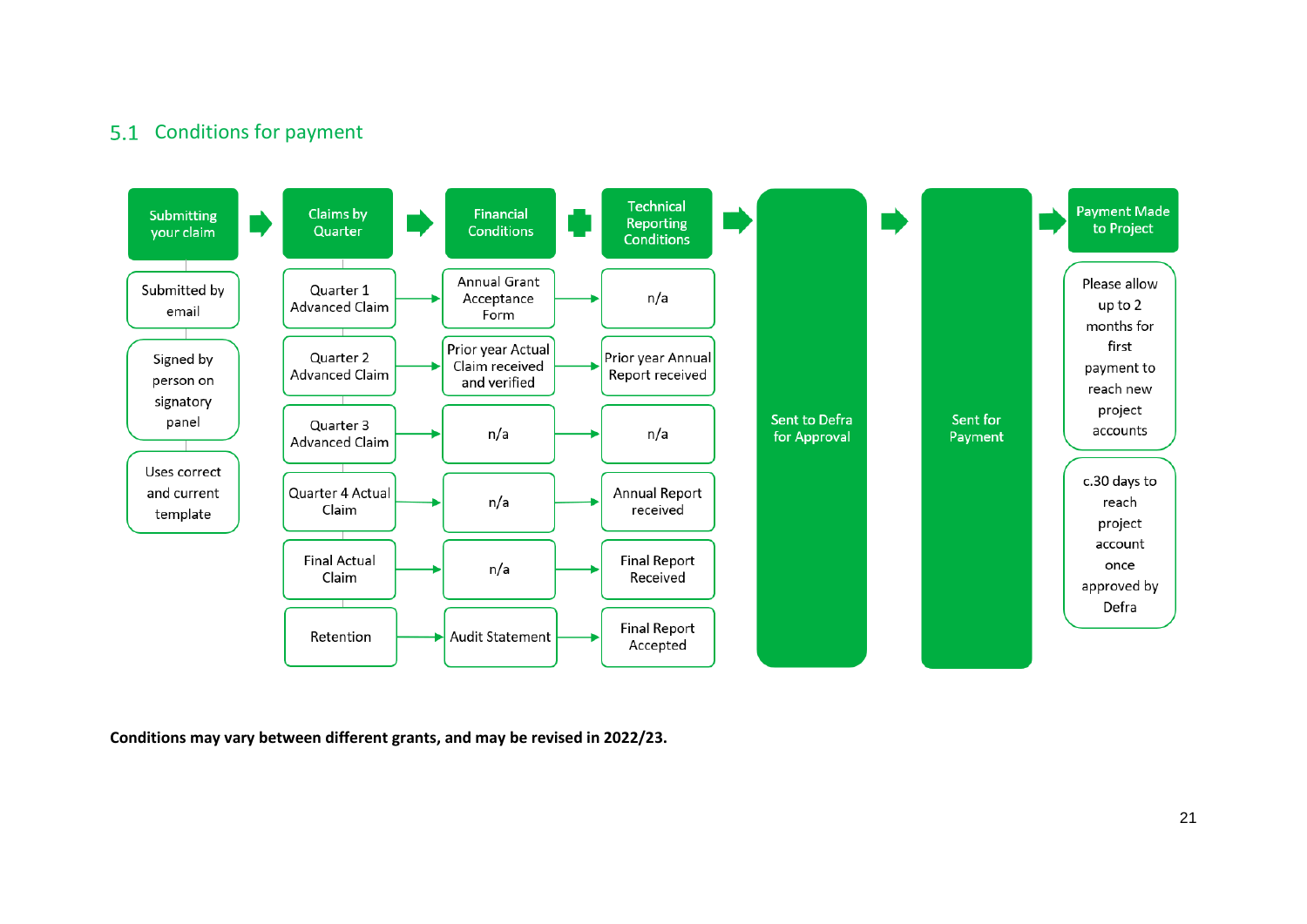## 5.1 Conditions for payment

| Submitting your claim | Claims by Quarter | Financial Conditions | Technical Reporting Conditions | Sent to Defra for Approval | Sent for Payment | Payment Made to Project |
|---|---|---|---|---|---|---|
| Submitted by email | Quarter 1 Advanced Claim | Annual Grant Acceptance Form | n/a | | | Please allow up to 2 months for first payment to reach new project accounts |
| Signed by person on signatory panel | Quarter 2 Advanced Claim | Prior year Actual Claim received and verified | Prior year Annual Report received | | | c.30 days to reach project account once approved by Defra |
| Uses correct and current template | Quarter 3 Advanced Claim | n/a | n/a | | | |
| | Quarter 4 Actual Claim | n/a | Annual Report received | | | |
| | Final Actual Claim | n/a | Final Report Received | | | |
| | Retention | Audit Statement | Final Report Accepted | | | |

**Conditions may vary between different grants, and may be revised in 2022/23.**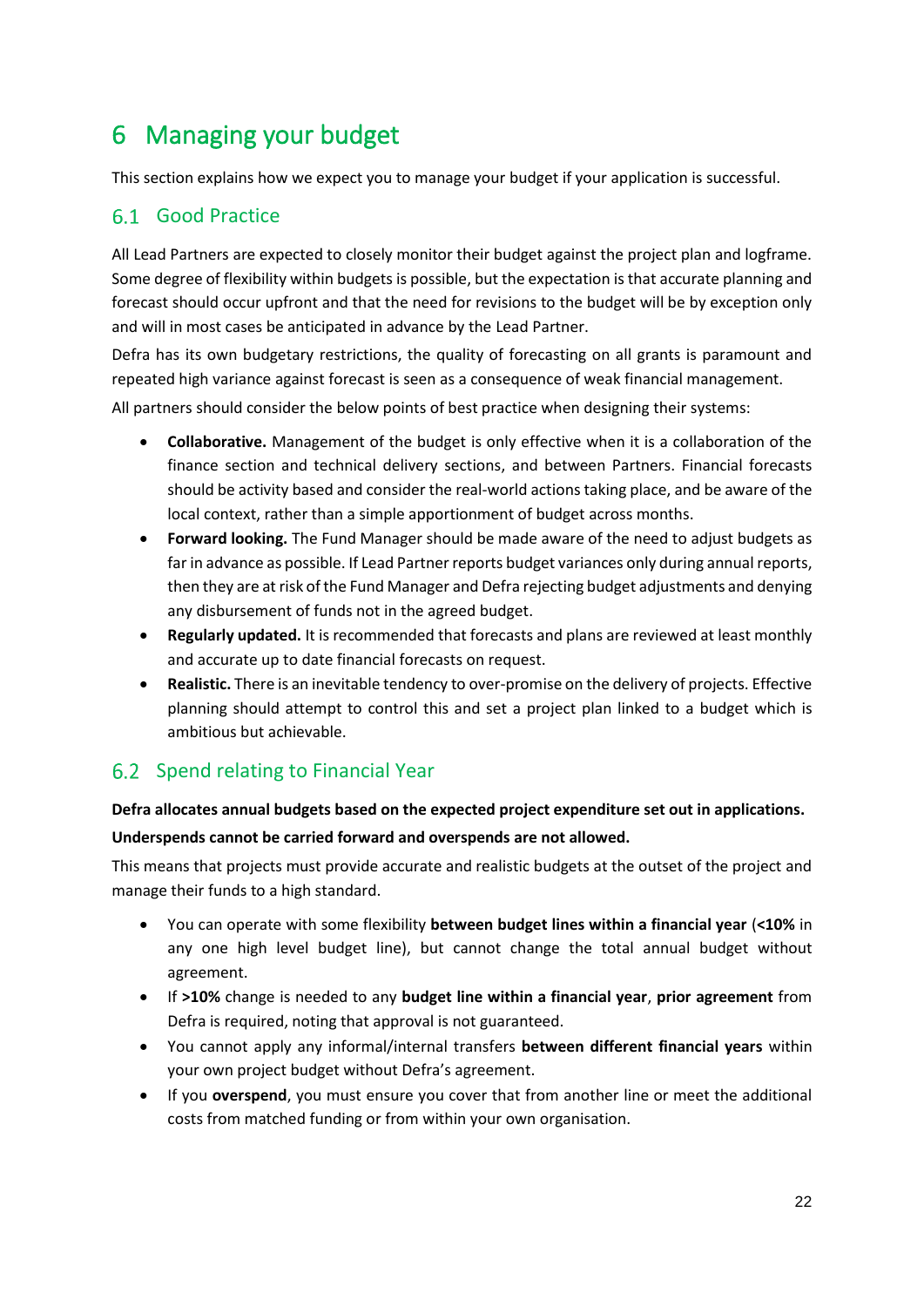# 6 Managing your budget

This section explains how we expect you to manage your budget if your application is successful.

## 6.1 Good Practice

All Lead Partners are expected to closely monitor their budget against the project plan and logframe. Some degree of flexibility within budgets is possible, but the expectation is that accurate planning and forecast should occur upfront and that the need for revisions to the budget will be by exception only and will in most cases be anticipated in advance by the Lead Partner.

Defra has its own budgetary restrictions, the quality of forecasting on all grants is paramount and repeated high variance against forecast is seen as a consequence of weak financial management.

All partners should consider the below points of best practice when designing their systems:

- **Collaborative.** Management of the budget is only effective when it is a collaboration of the finance section and technical delivery sections, and between Partners. Financial forecasts should be activity based and consider the real-world actions taking place, and be aware of the local context, rather than a simple apportionment of budget across months.
- **Forward looking.** The Fund Manager should be made aware of the need to adjust budgets as far in advance as possible. If Lead Partner reports budget variances only during annual reports, then they are at risk of the Fund Manager and Defra rejecting budget adjustments and denying any disbursement of funds not in the agreed budget.
- **Regularly updated.** It is recommended that forecasts and plans are reviewed at least monthly and accurate up to date financial forecasts on request.
- **Realistic.** There is an inevitable tendency to over-promise on the delivery of projects. Effective planning should attempt to control this and set a project plan linked to a budget which is ambitious but achievable.

## 6.2 Spend relating to Financial Year

**Defra allocates annual budgets based on the expected project expenditure set out in applications.**

**Underspends cannot be carried forward and overspends are not allowed.**

This means that projects must provide accurate and realistic budgets at the outset of the project and manage their funds to a high standard.

- You can operate with some flexibility **between budget lines within a financial year** (**<10%** in any one high level budget line), but cannot change the total annual budget without agreement.
- If **>10%** change is needed to any **budget line within a financial year**, **prior agreement** from Defra is required, noting that approval is not guaranteed.
- You cannot apply any informal/internal transfers **between different financial years** within your own project budget without Defra's agreement.
- If you **overspend**, you must ensure you cover that from another line or meet the additional costs from matched funding or from within your own organisation.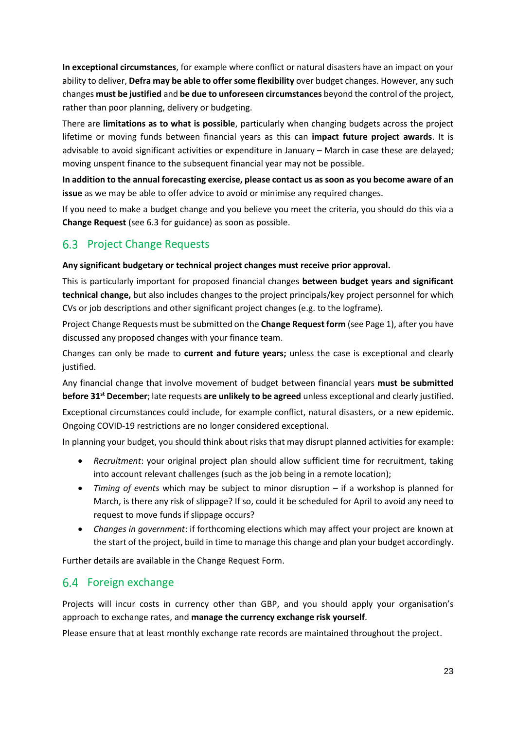**In exceptional circumstances**, for example where conflict or natural disasters have an impact on your ability to deliver, **Defra may be able to offer some flexibility** over budget changes. However, any such changes **must be justified** and **be due to unforeseen circumstances** beyond the control of the project, rather than poor planning, delivery or budgeting.

There are **limitations as to what is possible**, particularly when changing budgets across the project lifetime or moving funds between financial years as this can **impact future project awards**. It is advisable to avoid significant activities or expenditure in January – March in case these are delayed; moving unspent finance to the subsequent financial year may not be possible.

**In addition to the annual forecasting exercise, please contact us as soon as you become aware of an issue** as we may be able to offer advice to avoid or minimise any required changes.

If you need to make a budget change and you believe you meet the criteria, you should do this via a **Change Request** (see 6.3 for guidance) as soon as possible.

## 6.3 Project Change Requests

**Any significant budgetary or technical project changes must receive prior approval.**

This is particularly important for proposed financial changes **between budget years and significant technical change,** but also includes changes to the project principals/key project personnel for which CVs or job descriptions and other significant project changes (e.g. to the logframe).

Project Change Requests must be submitted on the **Change Request form** (see Page 1), after you have discussed any proposed changes with your finance team.

Changes can only be made to **current and future years;** unless the case is exceptional and clearly justified.

Any financial change that involve movement of budget between financial years **must be submitted before 31st December**; late requests **are unlikely to be agreed** unless exceptional and clearly justified.

Exceptional circumstances could include, for example conflict, natural disasters, or a new epidemic. Ongoing COVID-19 restrictions are no longer considered exceptional.

In planning your budget, you should think about risks that may disrupt planned activities for example:

- *Recruitment*: your original project plan should allow sufficient time for recruitment, taking into account relevant challenges (such as the job being in a remote location);
- *Timing of events* which may be subject to minor disruption – if a workshop is planned for March, is there any risk of slippage? If so, could it be scheduled for April to avoid any need to request to move funds if slippage occurs?
- *Changes in government*: if forthcoming elections which may affect your project are known at the start of the project, build in time to manage this change and plan your budget accordingly.

Further details are available in the Change Request Form.

## 6.4 Foreign exchange

Projects will incur costs in currency other than GBP, and you should apply your organisation's approach to exchange rates, and **manage the currency exchange risk yourself**.

Please ensure that at least monthly exchange rate records are maintained throughout the project.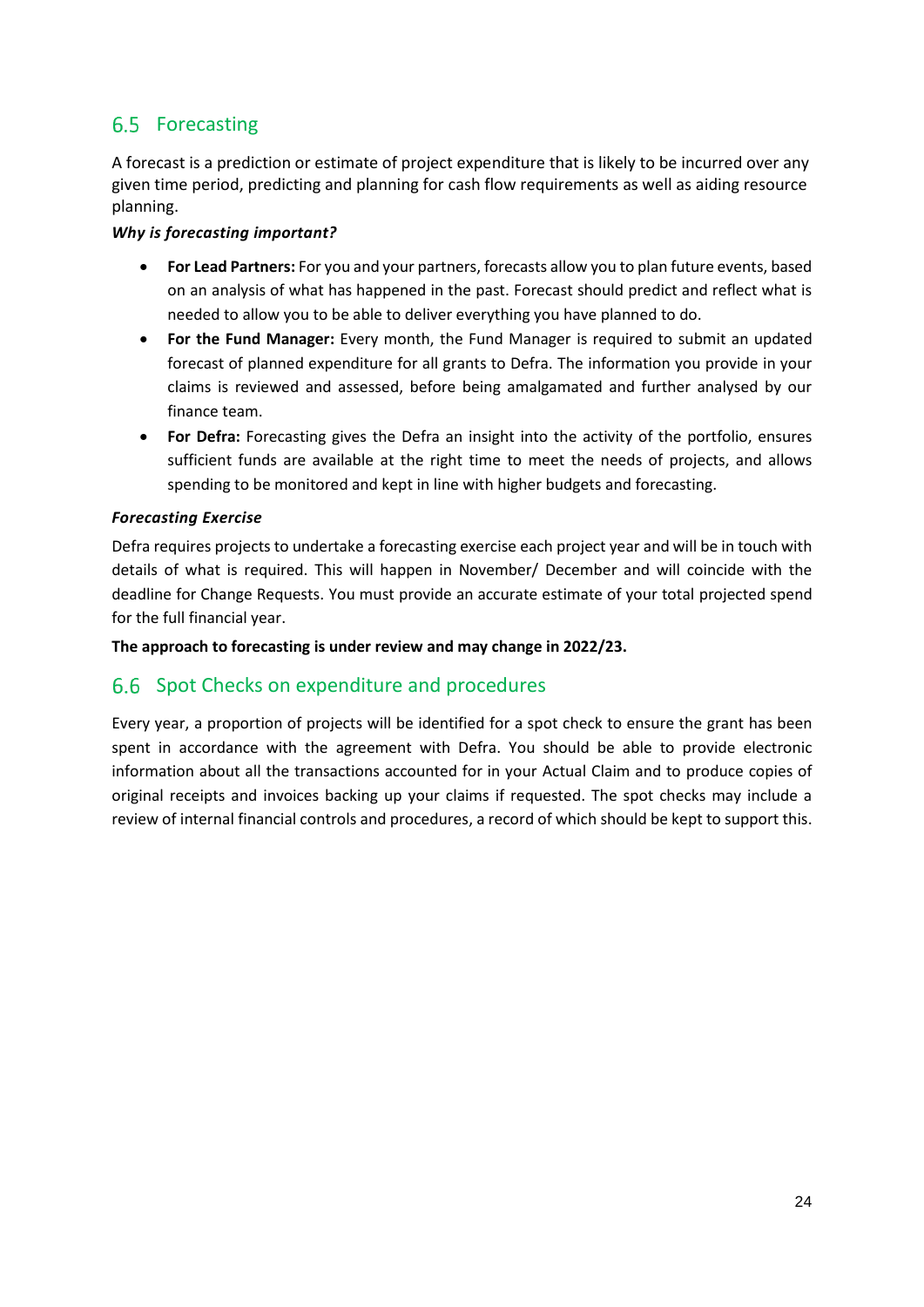## 6.5 Forecasting

A forecast is a prediction or estimate of project expenditure that is likely to be incurred over any given time period, predicting and planning for cash flow requirements as well as aiding resource planning.

***Why is forecasting important?***

- **For Lead Partners:** For you and your partners, forecasts allow you to plan future events, based on an analysis of what has happened in the past. Forecast should predict and reflect what is needed to allow you to be able to deliver everything you have planned to do.
- **For the Fund Manager:** Every month, the Fund Manager is required to submit an updated forecast of planned expenditure for all grants to Defra. The information you provide in your claims is reviewed and assessed, before being amalgamated and further analysed by our finance team.
- **For Defra:** Forecasting gives the Defra an insight into the activity of the portfolio, ensures sufficient funds are available at the right time to meet the needs of projects, and allows spending to be monitored and kept in line with higher budgets and forecasting.

***Forecasting Exercise***

Defra requires projects to undertake a forecasting exercise each project year and will be in touch with details of what is required. This will happen in November/ December and will coincide with the deadline for Change Requests. You must provide an accurate estimate of your total projected spend for the full financial year.

**The approach to forecasting is under review and may change in 2022/23.**

## 6.6 Spot Checks on expenditure and procedures

Every year, a proportion of projects will be identified for a spot check to ensure the grant has been spent in accordance with the agreement with Defra. You should be able to provide electronic information about all the transactions accounted for in your Actual Claim and to produce copies of original receipts and invoices backing up your claims if requested. The spot checks may include a review of internal financial controls and procedures, a record of which should be kept to support this.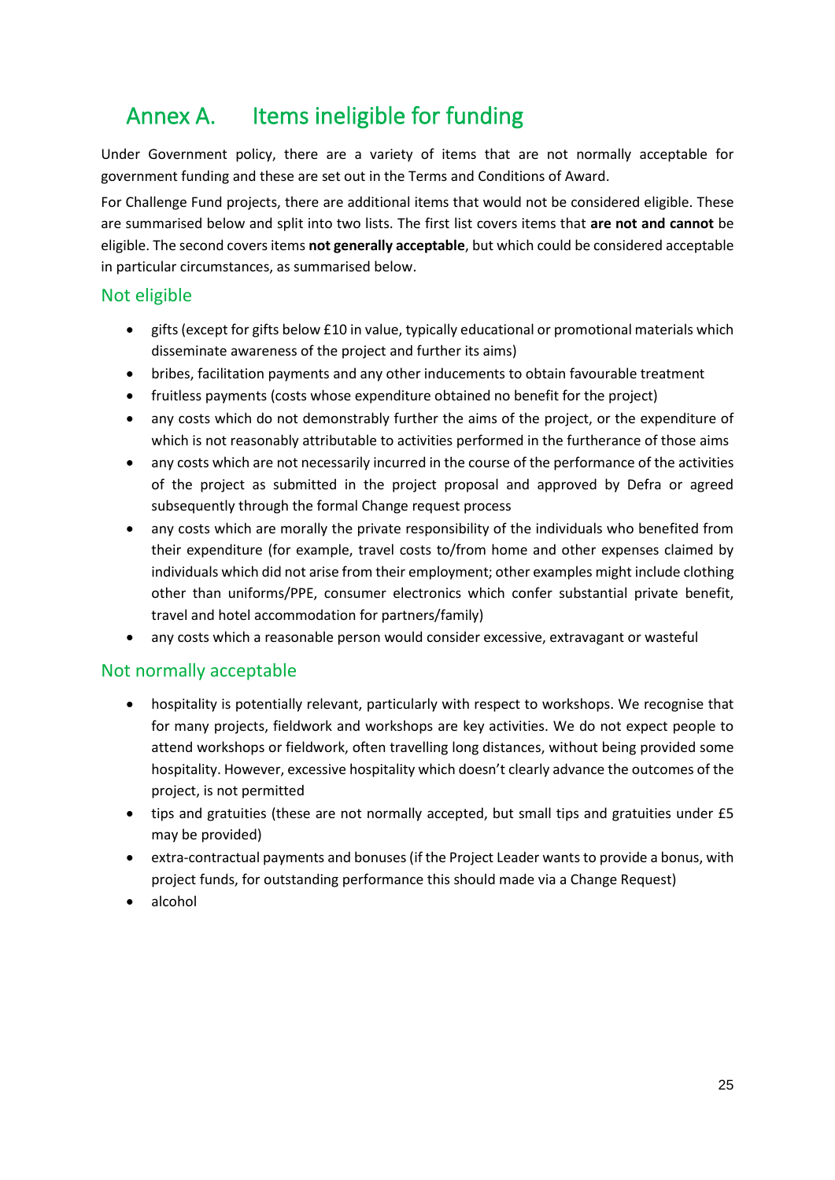# Annex A. Items ineligible for funding

Under Government policy, there are a variety of items that are not normally acceptable for government funding and these are set out in the Terms and Conditions of Award.

For Challenge Fund projects, there are additional items that would not be considered eligible. These are summarised below and split into two lists. The first list covers items that **are not and cannot** be eligible. The second covers items **not generally acceptable**, but which could be considered acceptable in particular circumstances, as summarised below.

## Not eligible

- gifts (except for gifts below £10 in value, typically educational or promotional materials which disseminate awareness of the project and further its aims)
- bribes, facilitation payments and any other inducements to obtain favourable treatment
- fruitless payments (costs whose expenditure obtained no benefit for the project)
- any costs which do not demonstrably further the aims of the project, or the expenditure of which is not reasonably attributable to activities performed in the furtherance of those aims
- any costs which are not necessarily incurred in the course of the performance of the activities of the project as submitted in the project proposal and approved by Defra or agreed subsequently through the formal Change request process
- any costs which are morally the private responsibility of the individuals who benefited from their expenditure (for example, travel costs to/from home and other expenses claimed by individuals which did not arise from their employment; other examples might include clothing other than uniforms/PPE, consumer electronics which confer substantial private benefit, travel and hotel accommodation for partners/family)
- any costs which a reasonable person would consider excessive, extravagant or wasteful

## Not normally acceptable

- hospitality is potentially relevant, particularly with respect to workshops. We recognise that for many projects, fieldwork and workshops are key activities. We do not expect people to attend workshops or fieldwork, often travelling long distances, without being provided some hospitality. However, excessive hospitality which doesn't clearly advance the outcomes of the project, is not permitted
- tips and gratuities (these are not normally accepted, but small tips and gratuities under £5 may be provided)
- extra-contractual payments and bonuses (if the Project Leader wants to provide a bonus, with project funds, for outstanding performance this should made via a Change Request)
- alcohol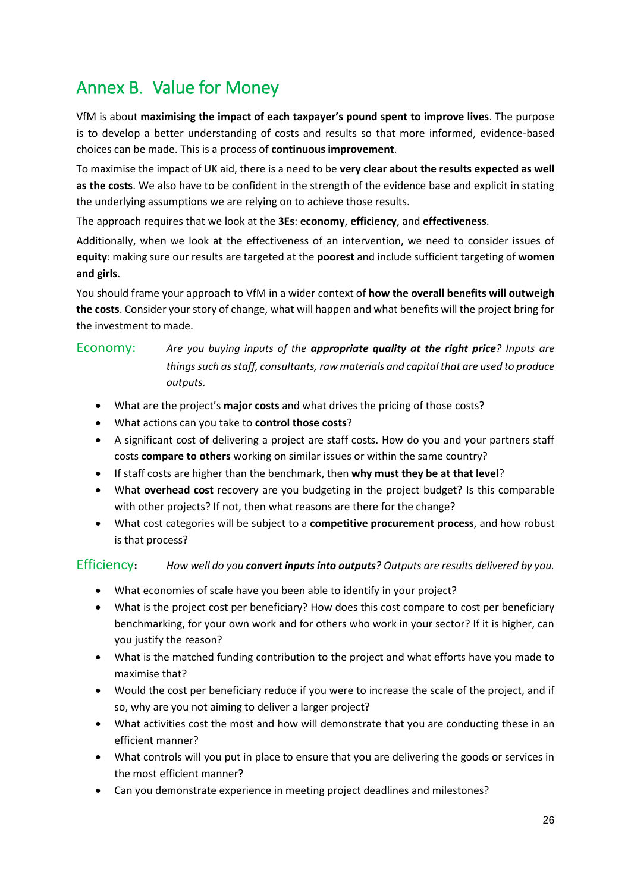# Annex B. Value for Money

VfM is about **maximising the impact of each taxpayer's pound spent to improve lives**. The purpose is to develop a better understanding of costs and results so that more informed, evidence-based choices can be made. This is a process of **continuous improvement**.

To maximise the impact of UK aid, there is a need to be **very clear about the results expected as well as the costs**. We also have to be confident in the strength of the evidence base and explicit in stating the underlying assumptions we are relying on to achieve those results.

The approach requires that we look at the **3Es**: **economy**, **efficiency**, and **effectiveness**.

Additionally, when we look at the effectiveness of an intervention, we need to consider issues of **equity**: making sure our results are targeted at the **poorest** and include sufficient targeting of **women and girls**.

You should frame your approach to VfM in a wider context of **how the overall benefits will outweigh the costs**. Consider your story of change, what will happen and what benefits will the project bring for the investment to made.

## Economy:

*Are you buying inputs of the* ***appropriate quality at the right price****? Inputs are things such as staff, consultants, raw materials and capital that are used to produce outputs.*

- What are the project's **major costs** and what drives the pricing of those costs?
- What actions can you take to **control those costs**?
- A significant cost of delivering a project are staff costs. How do you and your partners staff costs **compare to others** working on similar issues or within the same country?
- If staff costs are higher than the benchmark, then **why must they be at that level**?
- What **overhead cost** recovery are you budgeting in the project budget? Is this comparable with other projects? If not, then what reasons are there for the change?
- What cost categories will be subject to a **competitive procurement process**, and how robust is that process?

## Efficiency:

*How well do you* ***convert inputs into outputs****? Outputs are results delivered by you.*

- What economies of scale have you been able to identify in your project?
- What is the project cost per beneficiary? How does this cost compare to cost per beneficiary benchmarking, for your own work and for others who work in your sector? If it is higher, can you justify the reason?
- What is the matched funding contribution to the project and what efforts have you made to maximise that?
- Would the cost per beneficiary reduce if you were to increase the scale of the project, and if so, why are you not aiming to deliver a larger project?
- What activities cost the most and how will demonstrate that you are conducting these in an efficient manner?
- What controls will you put in place to ensure that you are delivering the goods or services in the most efficient manner?
- Can you demonstrate experience in meeting project deadlines and milestones?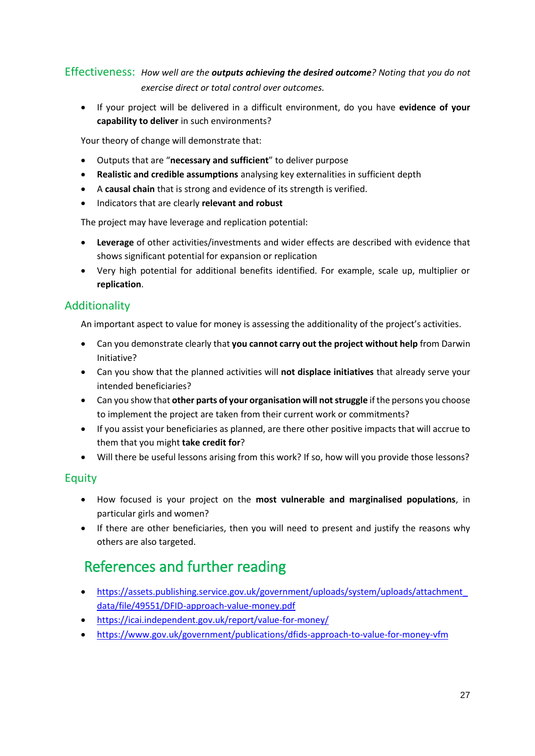### Effectiveness: *How well are the **outputs achieving the desired outcome**? Noting that you do not exercise direct or total control over outcomes.*

- If your project will be delivered in a difficult environment, do you have **evidence of your capability to deliver** in such environments?

Your theory of change will demonstrate that:

- Outputs that are "**necessary and sufficient**" to deliver purpose
- **Realistic and credible assumptions** analysing key externalities in sufficient depth
- A **causal chain** that is strong and evidence of its strength is verified.
- Indicators that are clearly **relevant and robust**

The project may have leverage and replication potential:

- **Leverage** of other activities/investments and wider effects are described with evidence that shows significant potential for expansion or replication
- Very high potential for additional benefits identified. For example, scale up, multiplier or **replication**.

### Additionality

An important aspect to value for money is assessing the additionality of the project's activities.

- Can you demonstrate clearly that **you cannot carry out the project without help** from Darwin Initiative?
- Can you show that the planned activities will **not displace initiatives** that already serve your intended beneficiaries?
- Can you show that **other parts of your organisation will not struggle** if the persons you choose to implement the project are taken from their current work or commitments?
- If you assist your beneficiaries as planned, are there other positive impacts that will accrue to them that you might **take credit for**?
- Will there be useful lessons arising from this work? If so, how will you provide those lessons?

### Equity

- How focused is your project on the **most vulnerable and marginalised populations**, in particular girls and women?
- If there are other beneficiaries, then you will need to present and justify the reasons why others are also targeted.

## References and further reading

- https://assets.publishing.service.gov.uk/government/uploads/system/uploads/attachment_data/file/49551/DFID-approach-value-money.pdf
- https://icai.independent.gov.uk/report/value-for-money/
- https://www.gov.uk/government/publications/dfids-approach-to-value-for-money-vfm